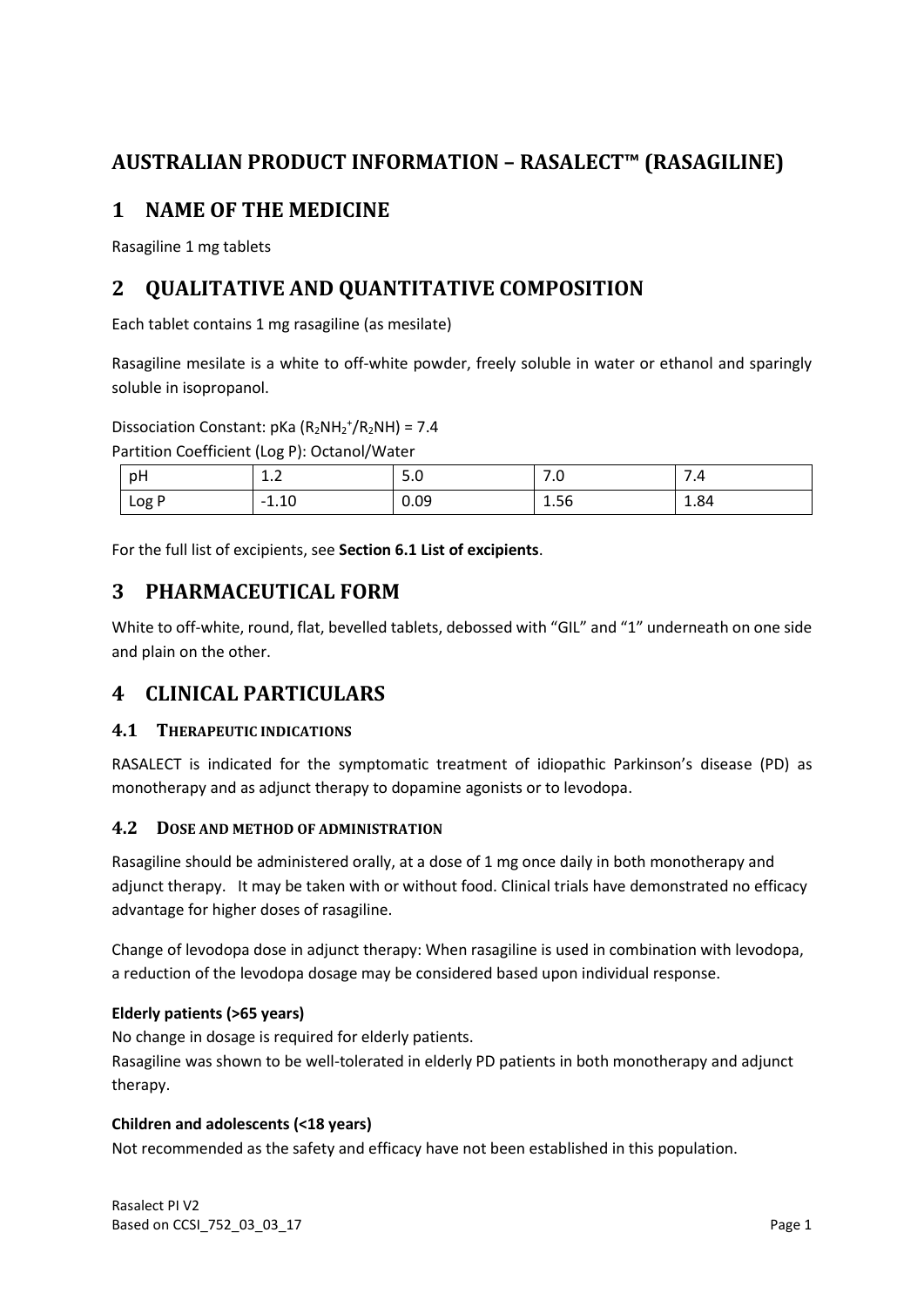# AUSTRALIAN PRODUCT INFORMATION – RASALECT™ (RASAGILINE)

## 1 NAME OF THE MEDICINE

Rasagiline 1 mg tablets

## 2 QUALITATIVE AND QUANTITATIVE COMPOSITION

Each tablet contains 1 mg rasagiline (as mesilate)

Rasagiline mesilate is a white to off-white powder, freely soluble in water or ethanol and sparingly soluble in isopropanol.

Dissociation Constant: pKa ($R_2NH_2^+/R_2NH$) = 7.4

Partition Coefficient (Log P): Octanol/Water

| pH | 1.2 | 5.0 | 7.0 | 7.4 |
|---|---|---|---|---|
| Log P | -1.10 | 0.09 | 1.56 | 1.84 |

For the full list of excipients, see **Section 6.1 List of excipients**.

## 3 PHARMACEUTICAL FORM

White to off-white, round, flat, bevelled tablets, debossed with "GIL" and "1" underneath on one side and plain on the other.

## 4 CLINICAL PARTICULARS

### 4.1 THERAPEUTIC INDICATIONS

RASALECT is indicated for the symptomatic treatment of idiopathic Parkinson's disease (PD) as monotherapy and as adjunct therapy to dopamine agonists or to levodopa.

### 4.2 DOSE AND METHOD OF ADMINISTRATION

Rasagiline should be administered orally, at a dose of 1 mg once daily in both monotherapy and adjunct therapy. It may be taken with or without food. Clinical trials have demonstrated no efficacy advantage for higher doses of rasagiline.

Change of levodopa dose in adjunct therapy: When rasagiline is used in combination with levodopa, a reduction of the levodopa dosage may be considered based upon individual response.

**Elderly patients (>65 years)**

No change in dosage is required for elderly patients.

Rasagiline was shown to be well-tolerated in elderly PD patients in both monotherapy and adjunct therapy.

**Children and adolescents (<18 years)**

Not recommended as the safety and efficacy have not been established in this population.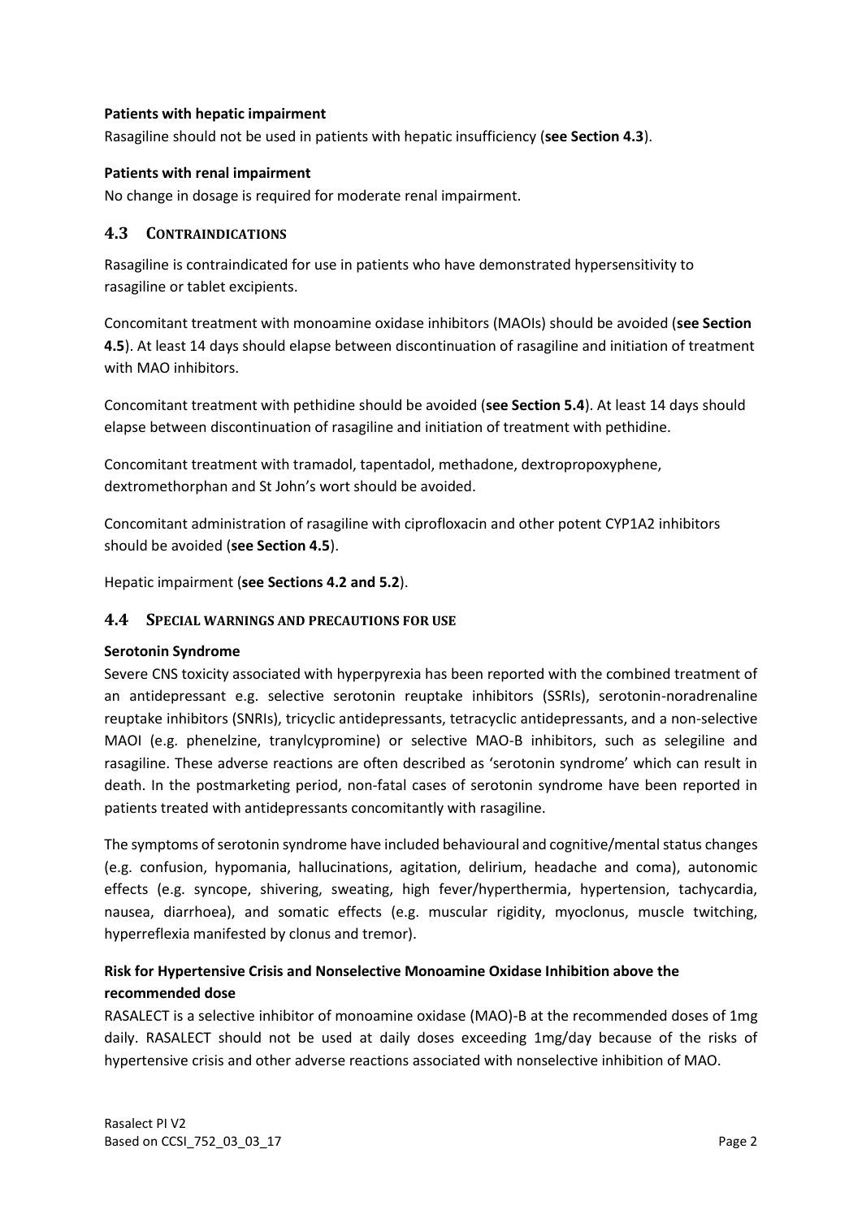**Patients with hepatic impairment**

Rasagiline should not be used in patients with hepatic insufficiency (**see Section 4.3**).

**Patients with renal impairment**

No change in dosage is required for moderate renal impairment.

## 4.3 CONTRAINDICATIONS

Rasagiline is contraindicated for use in patients who have demonstrated hypersensitivity to rasagiline or tablet excipients.

Concomitant treatment with monoamine oxidase inhibitors (MAOIs) should be avoided (**see Section 4.5**). At least 14 days should elapse between discontinuation of rasagiline and initiation of treatment with MAO inhibitors.

Concomitant treatment with pethidine should be avoided (**see Section 5.4**). At least 14 days should elapse between discontinuation of rasagiline and initiation of treatment with pethidine.

Concomitant treatment with tramadol, tapentadol, methadone, dextropropoxyphene, dextromethorphan and St John's wort should be avoided.

Concomitant administration of rasagiline with ciprofloxacin and other potent CYP1A2 inhibitors should be avoided (**see Section 4.5**).

Hepatic impairment (**see Sections 4.2 and 5.2**).

## 4.4 SPECIAL WARNINGS AND PRECAUTIONS FOR USE

**Serotonin Syndrome**

Severe CNS toxicity associated with hyperpyrexia has been reported with the combined treatment of an antidepressant e.g. selective serotonin reuptake inhibitors (SSRIs), serotonin-noradrenaline reuptake inhibitors (SNRIs), tricyclic antidepressants, tetracyclic antidepressants, and a non-selective MAOI (e.g. phenelzine, tranylcypromine) or selective MAO-B inhibitors, such as selegiline and rasagiline. These adverse reactions are often described as 'serotonin syndrome' which can result in death. In the postmarketing period, non-fatal cases of serotonin syndrome have been reported in patients treated with antidepressants concomitantly with rasagiline.

The symptoms of serotonin syndrome have included behavioural and cognitive/mental status changes (e.g. confusion, hypomania, hallucinations, agitation, delirium, headache and coma), autonomic effects (e.g. syncope, shivering, sweating, high fever/hyperthermia, hypertension, tachycardia, nausea, diarrhoea), and somatic effects (e.g. muscular rigidity, myoclonus, muscle twitching, hyperreflexia manifested by clonus and tremor).

**Risk for Hypertensive Crisis and Nonselective Monoamine Oxidase Inhibition above the recommended dose**

RASALECT is a selective inhibitor of monoamine oxidase (MAO)-B at the recommended doses of 1mg daily. RASALECT should not be used at daily doses exceeding 1mg/day because of the risks of hypertensive crisis and other adverse reactions associated with nonselective inhibition of MAO.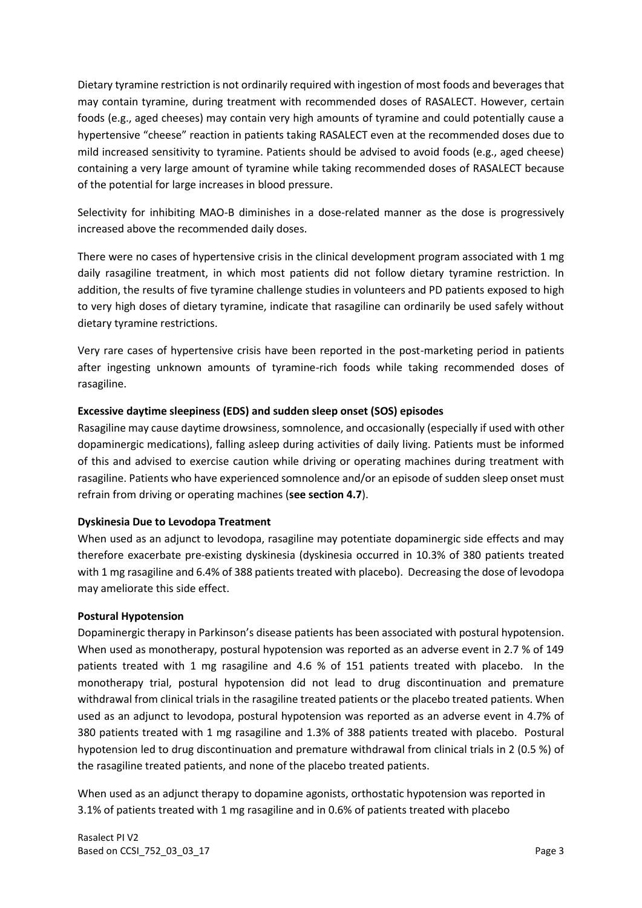Dietary tyramine restriction is not ordinarily required with ingestion of most foods and beverages that may contain tyramine, during treatment with recommended doses of RASALECT. However, certain foods (e.g., aged cheeses) may contain very high amounts of tyramine and could potentially cause a hypertensive "cheese" reaction in patients taking RASALECT even at the recommended doses due to mild increased sensitivity to tyramine. Patients should be advised to avoid foods (e.g., aged cheese) containing a very large amount of tyramine while taking recommended doses of RASALECT because of the potential for large increases in blood pressure.

Selectivity for inhibiting MAO-B diminishes in a dose-related manner as the dose is progressively increased above the recommended daily doses.

There were no cases of hypertensive crisis in the clinical development program associated with 1 mg daily rasagiline treatment, in which most patients did not follow dietary tyramine restriction. In addition, the results of five tyramine challenge studies in volunteers and PD patients exposed to high to very high doses of dietary tyramine, indicate that rasagiline can ordinarily be used safely without dietary tyramine restrictions.

Very rare cases of hypertensive crisis have been reported in the post-marketing period in patients after ingesting unknown amounts of tyramine-rich foods while taking recommended doses of rasagiline.

**Excessive daytime sleepiness (EDS) and sudden sleep onset (SOS) episodes**

Rasagiline may cause daytime drowsiness, somnolence, and occasionally (especially if used with other dopaminergic medications), falling asleep during activities of daily living. Patients must be informed of this and advised to exercise caution while driving or operating machines during treatment with rasagiline. Patients who have experienced somnolence and/or an episode of sudden sleep onset must refrain from driving or operating machines (**see section 4.7**).

**Dyskinesia Due to Levodopa Treatment**

When used as an adjunct to levodopa, rasagiline may potentiate dopaminergic side effects and may therefore exacerbate pre-existing dyskinesia (dyskinesia occurred in 10.3% of 380 patients treated with 1 mg rasagiline and 6.4% of 388 patients treated with placebo). Decreasing the dose of levodopa may ameliorate this side effect.

**Postural Hypotension**

Dopaminergic therapy in Parkinson's disease patients has been associated with postural hypotension. When used as monotherapy, postural hypotension was reported as an adverse event in 2.7 % of 149 patients treated with 1 mg rasagiline and 4.6 % of 151 patients treated with placebo. In the monotherapy trial, postural hypotension did not lead to drug discontinuation and premature withdrawal from clinical trials in the rasagiline treated patients or the placebo treated patients. When used as an adjunct to levodopa, postural hypotension was reported as an adverse event in 4.7% of 380 patients treated with 1 mg rasagiline and 1.3% of 388 patients treated with placebo. Postural hypotension led to drug discontinuation and premature withdrawal from clinical trials in 2 (0.5 %) of the rasagiline treated patients, and none of the placebo treated patients.

When used as an adjunct therapy to dopamine agonists, orthostatic hypotension was reported in 3.1% of patients treated with 1 mg rasagiline and in 0.6% of patients treated with placebo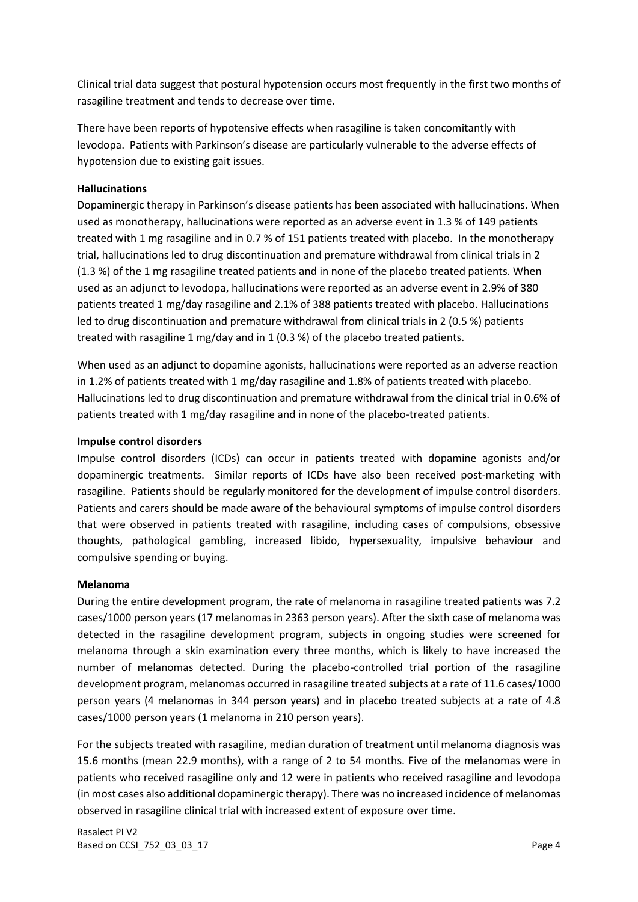Clinical trial data suggest that postural hypotension occurs most frequently in the first two months of rasagiline treatment and tends to decrease over time.

There have been reports of hypotensive effects when rasagiline is taken concomitantly with levodopa. Patients with Parkinson's disease are particularly vulnerable to the adverse effects of hypotension due to existing gait issues.

**Hallucinations**

Dopaminergic therapy in Parkinson's disease patients has been associated with hallucinations. When used as monotherapy, hallucinations were reported as an adverse event in 1.3 % of 149 patients treated with 1 mg rasagiline and in 0.7 % of 151 patients treated with placebo. In the monotherapy trial, hallucinations led to drug discontinuation and premature withdrawal from clinical trials in 2 (1.3 %) of the 1 mg rasagiline treated patients and in none of the placebo treated patients. When used as an adjunct to levodopa, hallucinations were reported as an adverse event in 2.9% of 380 patients treated 1 mg/day rasagiline and 2.1% of 388 patients treated with placebo. Hallucinations led to drug discontinuation and premature withdrawal from clinical trials in 2 (0.5 %) patients treated with rasagiline 1 mg/day and in 1 (0.3 %) of the placebo treated patients.

When used as an adjunct to dopamine agonists, hallucinations were reported as an adverse reaction in 1.2% of patients treated with 1 mg/day rasagiline and 1.8% of patients treated with placebo. Hallucinations led to drug discontinuation and premature withdrawal from the clinical trial in 0.6% of patients treated with 1 mg/day rasagiline and in none of the placebo-treated patients.

**Impulse control disorders**

Impulse control disorders (ICDs) can occur in patients treated with dopamine agonists and/or dopaminergic treatments. Similar reports of ICDs have also been received post-marketing with rasagiline. Patients should be regularly monitored for the development of impulse control disorders. Patients and carers should be made aware of the behavioural symptoms of impulse control disorders that were observed in patients treated with rasagiline, including cases of compulsions, obsessive thoughts, pathological gambling, increased libido, hypersexuality, impulsive behaviour and compulsive spending or buying.

**Melanoma**

During the entire development program, the rate of melanoma in rasagiline treated patients was 7.2 cases/1000 person years (17 melanomas in 2363 person years). After the sixth case of melanoma was detected in the rasagiline development program, subjects in ongoing studies were screened for melanoma through a skin examination every three months, which is likely to have increased the number of melanomas detected. During the placebo-controlled trial portion of the rasagiline development program, melanomas occurred in rasagiline treated subjects at a rate of 11.6 cases/1000 person years (4 melanomas in 344 person years) and in placebo treated subjects at a rate of 4.8 cases/1000 person years (1 melanoma in 210 person years).

For the subjects treated with rasagiline, median duration of treatment until melanoma diagnosis was 15.6 months (mean 22.9 months), with a range of 2 to 54 months. Five of the melanomas were in patients who received rasagiline only and 12 were in patients who received rasagiline and levodopa (in most cases also additional dopaminergic therapy). There was no increased incidence of melanomas observed in rasagiline clinical trial with increased extent of exposure over time.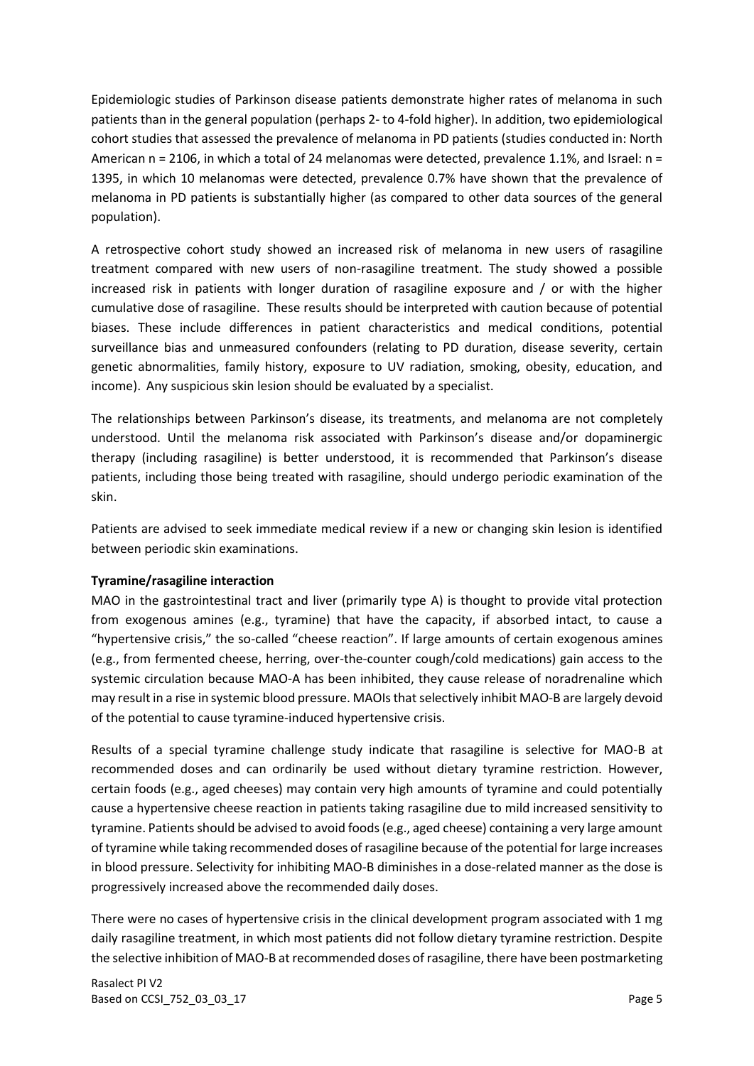Epidemiologic studies of Parkinson disease patients demonstrate higher rates of melanoma in such patients than in the general population (perhaps 2- to 4-fold higher). In addition, two epidemiological cohort studies that assessed the prevalence of melanoma in PD patients (studies conducted in: North American n = 2106, in which a total of 24 melanomas were detected, prevalence 1.1%, and Israel: n = 1395, in which 10 melanomas were detected, prevalence 0.7% have shown that the prevalence of melanoma in PD patients is substantially higher (as compared to other data sources of the general population).

A retrospective cohort study showed an increased risk of melanoma in new users of rasagiline treatment compared with new users of non-rasagiline treatment. The study showed a possible increased risk in patients with longer duration of rasagiline exposure and / or with the higher cumulative dose of rasagiline. These results should be interpreted with caution because of potential biases. These include differences in patient characteristics and medical conditions, potential surveillance bias and unmeasured confounders (relating to PD duration, disease severity, certain genetic abnormalities, family history, exposure to UV radiation, smoking, obesity, education, and income). Any suspicious skin lesion should be evaluated by a specialist.

The relationships between Parkinson's disease, its treatments, and melanoma are not completely understood. Until the melanoma risk associated with Parkinson's disease and/or dopaminergic therapy (including rasagiline) is better understood, it is recommended that Parkinson's disease patients, including those being treated with rasagiline, should undergo periodic examination of the skin.

Patients are advised to seek immediate medical review if a new or changing skin lesion is identified between periodic skin examinations.

**Tyramine/rasagiline interaction**

MAO in the gastrointestinal tract and liver (primarily type A) is thought to provide vital protection from exogenous amines (e.g., tyramine) that have the capacity, if absorbed intact, to cause a "hypertensive crisis," the so-called "cheese reaction". If large amounts of certain exogenous amines (e.g., from fermented cheese, herring, over-the-counter cough/cold medications) gain access to the systemic circulation because MAO-A has been inhibited, they cause release of noradrenaline which may result in a rise in systemic blood pressure. MAOIs that selectively inhibit MAO-B are largely devoid of the potential to cause tyramine-induced hypertensive crisis.

Results of a special tyramine challenge study indicate that rasagiline is selective for MAO-B at recommended doses and can ordinarily be used without dietary tyramine restriction. However, certain foods (e.g., aged cheeses) may contain very high amounts of tyramine and could potentially cause a hypertensive cheese reaction in patients taking rasagiline due to mild increased sensitivity to tyramine. Patients should be advised to avoid foods (e.g., aged cheese) containing a very large amount of tyramine while taking recommended doses of rasagiline because of the potential for large increases in blood pressure. Selectivity for inhibiting MAO-B diminishes in a dose-related manner as the dose is progressively increased above the recommended daily doses.

There were no cases of hypertensive crisis in the clinical development program associated with 1 mg daily rasagiline treatment, in which most patients did not follow dietary tyramine restriction. Despite the selective inhibition of MAO-B at recommended doses of rasagiline, there have been postmarketing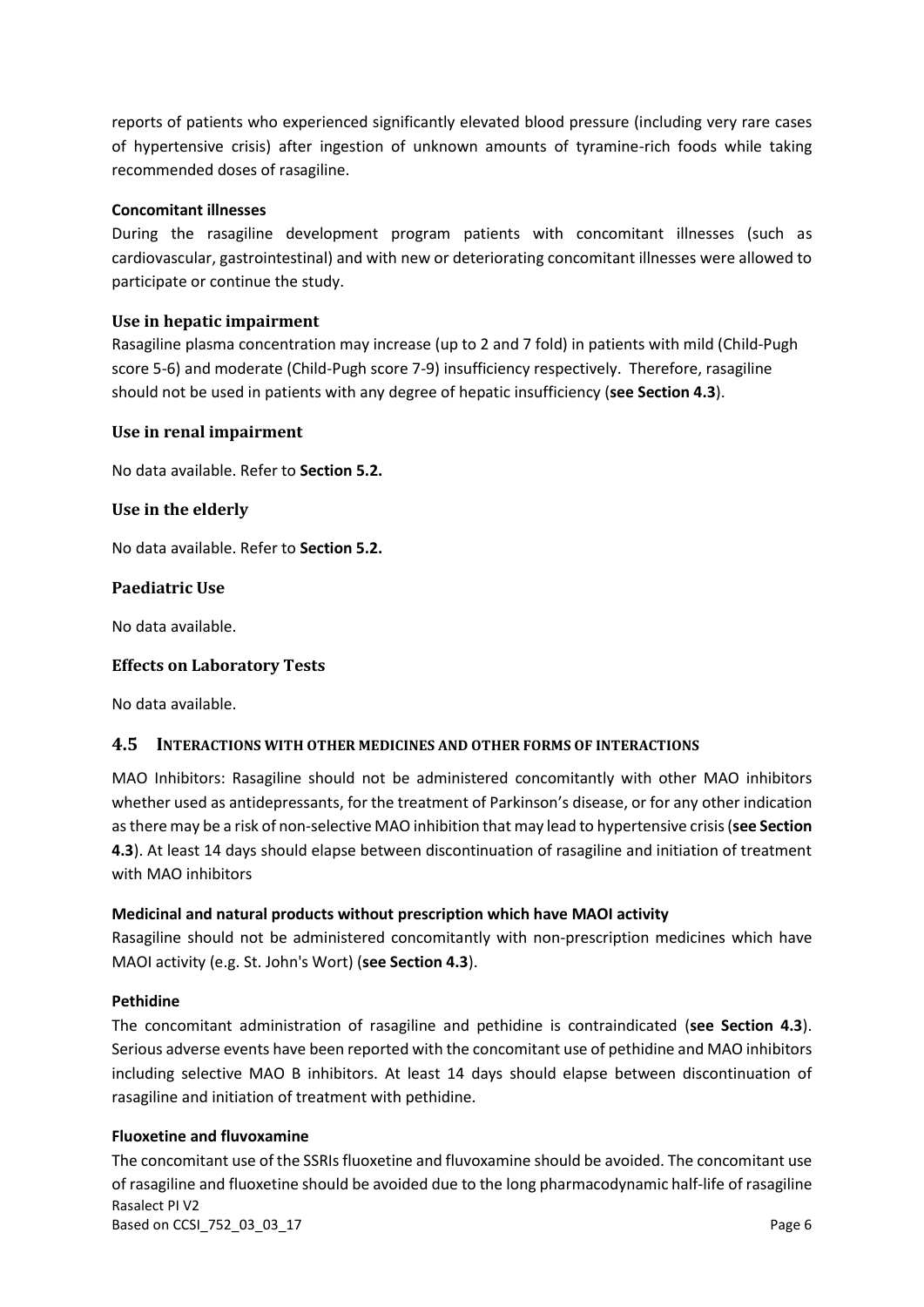reports of patients who experienced significantly elevated blood pressure (including very rare cases of hypertensive crisis) after ingestion of unknown amounts of tyramine-rich foods while taking recommended doses of rasagiline.

**Concomitant illnesses**

During the rasagiline development program patients with concomitant illnesses (such as cardiovascular, gastrointestinal) and with new or deteriorating concomitant illnesses were allowed to participate or continue the study.

### Use in hepatic impairment

Rasagiline plasma concentration may increase (up to 2 and 7 fold) in patients with mild (Child-Pugh score 5-6) and moderate (Child-Pugh score 7-9) insufficiency respectively. Therefore, rasagiline should not be used in patients with any degree of hepatic insufficiency (**see Section 4.3**).

### Use in renal impairment

No data available. Refer to **Section 5.2.**

### Use in the elderly

No data available. Refer to **Section 5.2.**

### Paediatric Use

No data available.

### Effects on Laboratory Tests

No data available.

## 4.5 INTERACTIONS WITH OTHER MEDICINES AND OTHER FORMS OF INTERACTIONS

MAO Inhibitors: Rasagiline should not be administered concomitantly with other MAO inhibitors whether used as antidepressants, for the treatment of Parkinson's disease, or for any other indication as there may be a risk of non-selective MAO inhibition that may lead to hypertensive crisis (**see Section 4.3**). At least 14 days should elapse between discontinuation of rasagiline and initiation of treatment with MAO inhibitors

**Medicinal and natural products without prescription which have MAOI activity**

Rasagiline should not be administered concomitantly with non-prescription medicines which have MAOI activity (e.g. St. John's Wort) (**see Section 4.3**).

**Pethidine**

The concomitant administration of rasagiline and pethidine is contraindicated (**see Section 4.3**). Serious adverse events have been reported with the concomitant use of pethidine and MAO inhibitors including selective MAO B inhibitors. At least 14 days should elapse between discontinuation of rasagiline and initiation of treatment with pethidine.

**Fluoxetine and fluvoxamine**

The concomitant use of the SSRIs fluoxetine and fluvoxamine should be avoided. The concomitant use of rasagiline and fluoxetine should be avoided due to the long pharmacodynamic half-life of rasagiline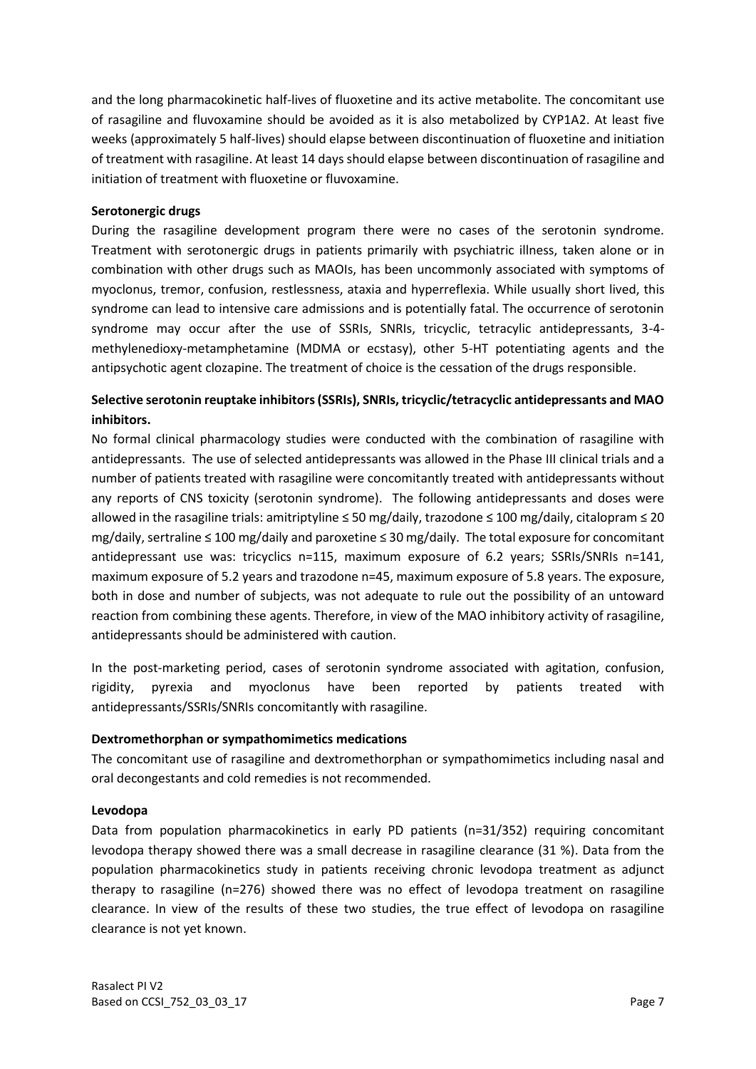and the long pharmacokinetic half-lives of fluoxetine and its active metabolite. The concomitant use of rasagiline and fluvoxamine should be avoided as it is also metabolized by CYP1A2. At least five weeks (approximately 5 half-lives) should elapse between discontinuation of fluoxetine and initiation of treatment with rasagiline. At least 14 days should elapse between discontinuation of rasagiline and initiation of treatment with fluoxetine or fluvoxamine.

**Serotonergic drugs**

During the rasagiline development program there were no cases of the serotonin syndrome. Treatment with serotonergic drugs in patients primarily with psychiatric illness, taken alone or in combination with other drugs such as MAOIs, has been uncommonly associated with symptoms of myoclonus, tremor, confusion, restlessness, ataxia and hyperreflexia. While usually short lived, this syndrome can lead to intensive care admissions and is potentially fatal. The occurrence of serotonin syndrome may occur after the use of SSRIs, SNRIs, tricyclic, tetracylic antidepressants, 3-4-methylenedioxy-metamphetamine (MDMA or ecstasy), other 5-HT potentiating agents and the antipsychotic agent clozapine. The treatment of choice is the cessation of the drugs responsible.

**Selective serotonin reuptake inhibitors (SSRIs), SNRIs, tricyclic/tetracyclic antidepressants and MAO inhibitors.**

No formal clinical pharmacology studies were conducted with the combination of rasagiline with antidepressants. The use of selected antidepressants was allowed in the Phase III clinical trials and a number of patients treated with rasagiline were concomitantly treated with antidepressants without any reports of CNS toxicity (serotonin syndrome). The following antidepressants and doses were allowed in the rasagiline trials: amitriptyline ≤ 50 mg/daily, trazodone ≤ 100 mg/daily, citalopram ≤ 20 mg/daily, sertraline ≤ 100 mg/daily and paroxetine ≤ 30 mg/daily. The total exposure for concomitant antidepressant use was: tricyclics n=115, maximum exposure of 6.2 years; SSRIs/SNRIs n=141, maximum exposure of 5.2 years and trazodone n=45, maximum exposure of 5.8 years. The exposure, both in dose and number of subjects, was not adequate to rule out the possibility of an untoward reaction from combining these agents. Therefore, in view of the MAO inhibitory activity of rasagiline, antidepressants should be administered with caution.

In the post-marketing period, cases of serotonin syndrome associated with agitation, confusion, rigidity, pyrexia and myoclonus have been reported by patients treated with antidepressants/SSRIs/SNRIs concomitantly with rasagiline.

**Dextromethorphan or sympathomimetics medications**

The concomitant use of rasagiline and dextromethorphan or sympathomimetics including nasal and oral decongestants and cold remedies is not recommended.

**Levodopa**

Data from population pharmacokinetics in early PD patients (n=31/352) requiring concomitant levodopa therapy showed there was a small decrease in rasagiline clearance (31 %). Data from the population pharmacokinetics study in patients receiving chronic levodopa treatment as adjunct therapy to rasagiline (n=276) showed there was no effect of levodopa treatment on rasagiline clearance. In view of the results of these two studies, the true effect of levodopa on rasagiline clearance is not yet known.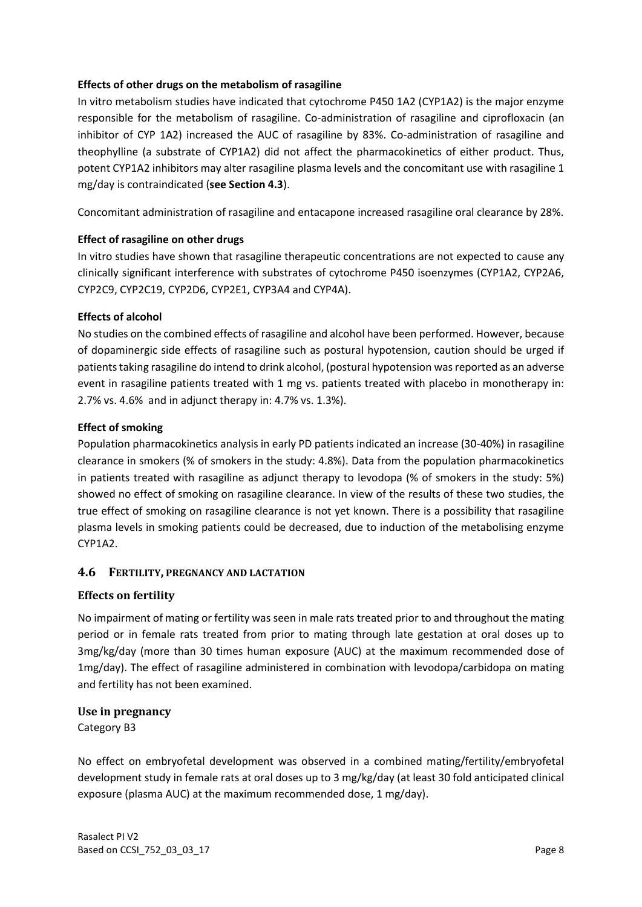**Effects of other drugs on the metabolism of rasagiline**

In vitro metabolism studies have indicated that cytochrome P450 1A2 (CYP1A2) is the major enzyme responsible for the metabolism of rasagiline. Co-administration of rasagiline and ciprofloxacin (an inhibitor of CYP 1A2) increased the AUC of rasagiline by 83%. Co-administration of rasagiline and theophylline (a substrate of CYP1A2) did not affect the pharmacokinetics of either product. Thus, potent CYP1A2 inhibitors may alter rasagiline plasma levels and the concomitant use with rasagiline 1 mg/day is contraindicated (**see Section 4.3**).

Concomitant administration of rasagiline and entacapone increased rasagiline oral clearance by 28%.

**Effect of rasagiline on other drugs**

In vitro studies have shown that rasagiline therapeutic concentrations are not expected to cause any clinically significant interference with substrates of cytochrome P450 isoenzymes (CYP1A2, CYP2A6, CYP2C9, CYP2C19, CYP2D6, CYP2E1, CYP3A4 and CYP4A).

**Effects of alcohol**

No studies on the combined effects of rasagiline and alcohol have been performed. However, because of dopaminergic side effects of rasagiline such as postural hypotension, caution should be urged if patients taking rasagiline do intend to drink alcohol, (postural hypotension was reported as an adverse event in rasagiline patients treated with 1 mg vs. patients treated with placebo in monotherapy in: 2.7% vs. 4.6% and in adjunct therapy in: 4.7% vs. 1.3%).

**Effect of smoking**

Population pharmacokinetics analysis in early PD patients indicated an increase (30-40%) in rasagiline clearance in smokers (% of smokers in the study: 4.8%). Data from the population pharmacokinetics in patients treated with rasagiline as adjunct therapy to levodopa (% of smokers in the study: 5%) showed no effect of smoking on rasagiline clearance. In view of the results of these two studies, the true effect of smoking on rasagiline clearance is not yet known. There is a possibility that rasagiline plasma levels in smoking patients could be decreased, due to induction of the metabolising enzyme CYP1A2.

## 4.6 Fertility, Pregnancy and Lactation

### Effects on fertility

No impairment of mating or fertility was seen in male rats treated prior to and throughout the mating period or in female rats treated from prior to mating through late gestation at oral doses up to 3mg/kg/day (more than 30 times human exposure (AUC) at the maximum recommended dose of 1mg/day). The effect of rasagiline administered in combination with levodopa/carbidopa on mating and fertility has not been examined.

### Use in pregnancy

Category B3

No effect on embryofetal development was observed in a combined mating/fertility/embryofetal development study in female rats at oral doses up to 3 mg/kg/day (at least 30 fold anticipated clinical exposure (plasma AUC) at the maximum recommended dose, 1 mg/day).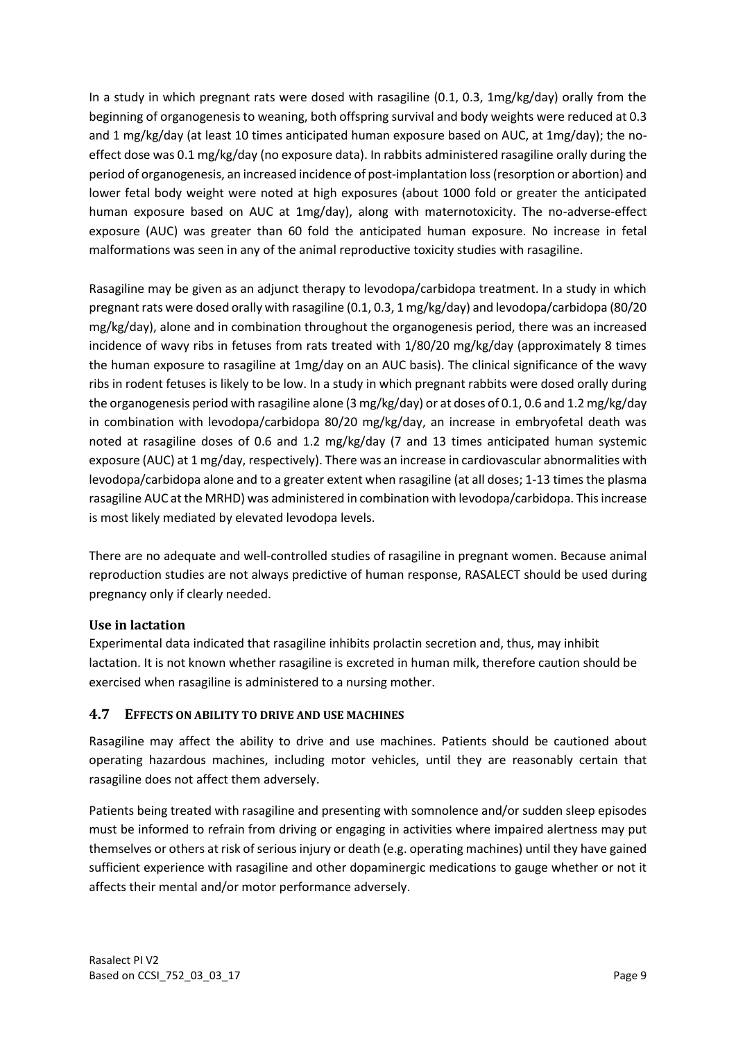In a study in which pregnant rats were dosed with rasagiline (0.1, 0.3, 1mg/kg/day) orally from the beginning of organogenesis to weaning, both offspring survival and body weights were reduced at 0.3 and 1 mg/kg/day (at least 10 times anticipated human exposure based on AUC, at 1mg/day); the no-effect dose was 0.1 mg/kg/day (no exposure data). In rabbits administered rasagiline orally during the period of organogenesis, an increased incidence of post-implantation loss (resorption or abortion) and lower fetal body weight were noted at high exposures (about 1000 fold or greater the anticipated human exposure based on AUC at 1mg/day), along with maternotoxicity. The no-adverse-effect exposure (AUC) was greater than 60 fold the anticipated human exposure. No increase in fetal malformations was seen in any of the animal reproductive toxicity studies with rasagiline.

Rasagiline may be given as an adjunct therapy to levodopa/carbidopa treatment. In a study in which pregnant rats were dosed orally with rasagiline (0.1, 0.3, 1 mg/kg/day) and levodopa/carbidopa (80/20 mg/kg/day), alone and in combination throughout the organogenesis period, there was an increased incidence of wavy ribs in fetuses from rats treated with 1/80/20 mg/kg/day (approximately 8 times the human exposure to rasagiline at 1mg/day on an AUC basis). The clinical significance of the wavy ribs in rodent fetuses is likely to be low. In a study in which pregnant rabbits were dosed orally during the organogenesis period with rasagiline alone (3 mg/kg/day) or at doses of 0.1, 0.6 and 1.2 mg/kg/day in combination with levodopa/carbidopa 80/20 mg/kg/day, an increase in embryofetal death was noted at rasagiline doses of 0.6 and 1.2 mg/kg/day (7 and 13 times anticipated human systemic exposure (AUC) at 1 mg/day, respectively). There was an increase in cardiovascular abnormalities with levodopa/carbidopa alone and to a greater extent when rasagiline (at all doses; 1-13 times the plasma rasagiline AUC at the MRHD) was administered in combination with levodopa/carbidopa. This increase is most likely mediated by elevated levodopa levels.

There are no adequate and well-controlled studies of rasagiline in pregnant women. Because animal reproduction studies are not always predictive of human response, RASALECT should be used during pregnancy only if clearly needed.

### Use in lactation

Experimental data indicated that rasagiline inhibits prolactin secretion and, thus, may inhibit lactation. It is not known whether rasagiline is excreted in human milk, therefore caution should be exercised when rasagiline is administered to a nursing mother.

## 4.7 EFFECTS ON ABILITY TO DRIVE AND USE MACHINES

Rasagiline may affect the ability to drive and use machines. Patients should be cautioned about operating hazardous machines, including motor vehicles, until they are reasonably certain that rasagiline does not affect them adversely.

Patients being treated with rasagiline and presenting with somnolence and/or sudden sleep episodes must be informed to refrain from driving or engaging in activities where impaired alertness may put themselves or others at risk of serious injury or death (e.g. operating machines) until they have gained sufficient experience with rasagiline and other dopaminergic medications to gauge whether or not it affects their mental and/or motor performance adversely.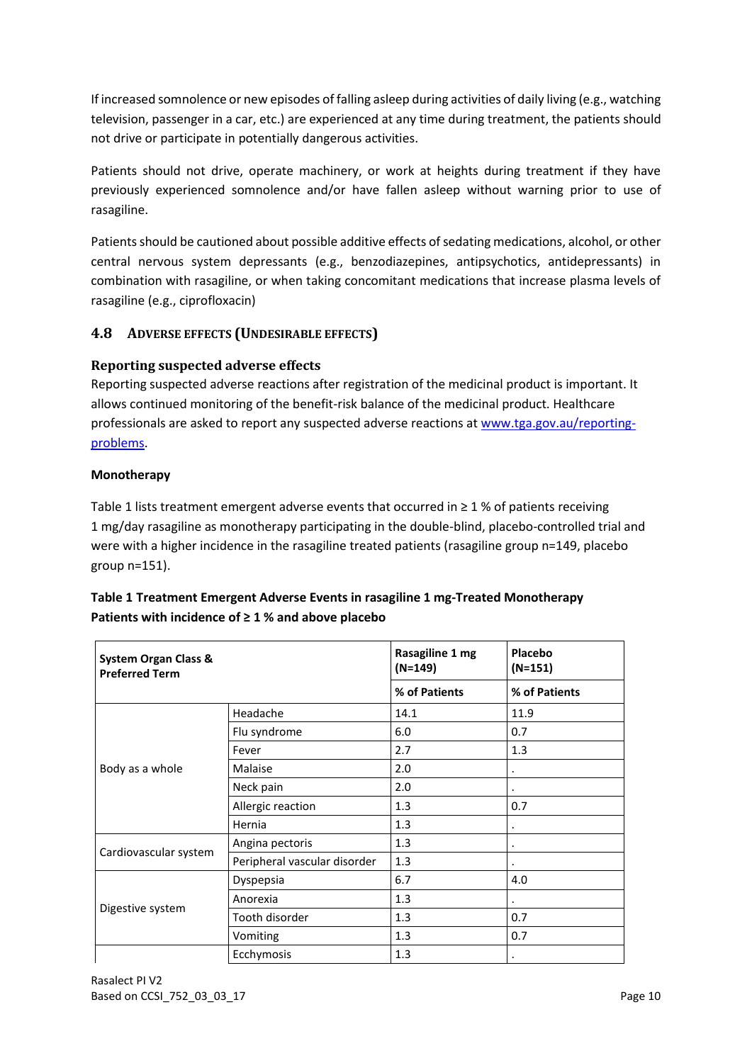If increased somnolence or new episodes of falling asleep during activities of daily living (e.g., watching television, passenger in a car, etc.) are experienced at any time during treatment, the patients should not drive or participate in potentially dangerous activities.

Patients should not drive, operate machinery, or work at heights during treatment if they have previously experienced somnolence and/or have fallen asleep without warning prior to use of rasagiline.

Patients should be cautioned about possible additive effects of sedating medications, alcohol, or other central nervous system depressants (e.g., benzodiazepines, antipsychotics, antidepressants) in combination with rasagiline, or when taking concomitant medications that increase plasma levels of rasagiline (e.g., ciprofloxacin)

## 4.8 Adverse effects (Undesirable effects)

### Reporting suspected adverse effects

Reporting suspected adverse reactions after registration of the medicinal product is important. It allows continued monitoring of the benefit-risk balance of the medicinal product. Healthcare professionals are asked to report any suspected adverse reactions at [www.tga.gov.au/reporting-problems](www.tga.gov.au/reporting-problems).

**Monotherapy**

Table 1 lists treatment emergent adverse events that occurred in ≥ 1 % of patients receiving 1 mg/day rasagiline as monotherapy participating in the double-blind, placebo-controlled trial and were with a higher incidence in the rasagiline treated patients (rasagiline group n=149, placebo group n=151).

**Table 1 Treatment Emergent Adverse Events in rasagiline 1 mg-Treated Monotherapy Patients with incidence of ≥ 1 % and above placebo**

| System Organ Class & Preferred Term | | Rasagiline 1 mg (N=149) | Placebo (N=151) |
|---|---|---|---|
| | | % of Patients | % of Patients |
| Body as a whole | Headache | 14.1 | 11.9 |
| | Flu syndrome | 6.0 | 0.7 |
| | Fever | 2.7 | 1.3 |
| | Malaise | 2.0 | . |
| | Neck pain | 2.0 | . |
| | Allergic reaction | 1.3 | 0.7 |
| | Hernia | 1.3 | . |
| Cardiovascular system | Angina pectoris | 1.3 | . |
| | Peripheral vascular disorder | 1.3 | . |
| Digestive system | Dyspepsia | 6.7 | 4.0 |
| | Anorexia | 1.3 | . |
| | Tooth disorder | 1.3 | 0.7 |
| | Vomiting | 1.3 | 0.7 |
| | Ecchymosis | 1.3 | . |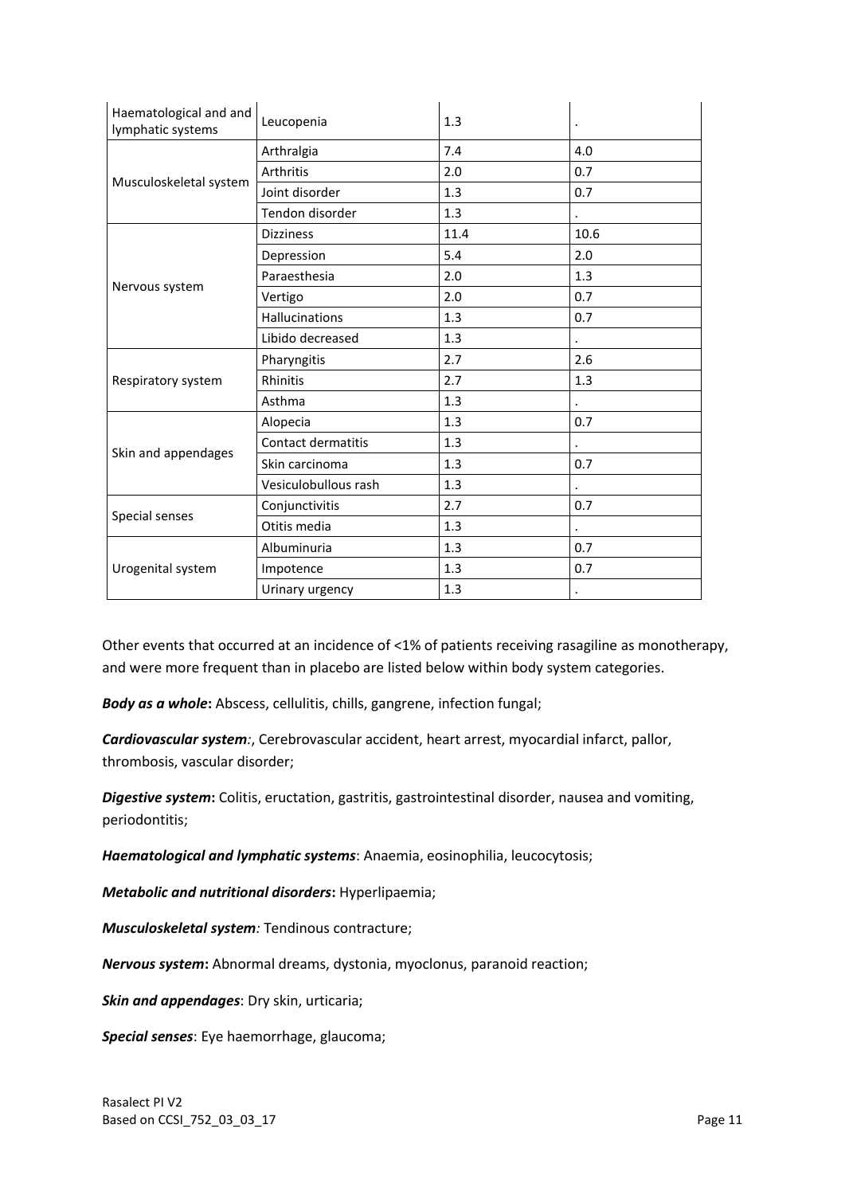| | | | |
|---|---|---|---|
| Haematological and and lymphatic systems | Leucopenia | 1.3 | . |
| Musculoskeletal system | Arthralgia | 7.4 | 4.0 |
| | Arthritis | 2.0 | 0.7 |
| | Joint disorder | 1.3 | 0.7 |
| | Tendon disorder | 1.3 | . |
| Nervous system | Dizziness | 11.4 | 10.6 |
| | Depression | 5.4 | 2.0 |
| | Paraesthesia | 2.0 | 1.3 |
| | Vertigo | 2.0 | 0.7 |
| | Hallucinations | 1.3 | 0.7 |
| | Libido decreased | 1.3 | . |
| Respiratory system | Pharyngitis | 2.7 | 2.6 |
| | Rhinitis | 2.7 | 1.3 |
| | Asthma | 1.3 | . |
| Skin and appendages | Alopecia | 1.3 | 0.7 |
| | Contact dermatitis | 1.3 | . |
| | Skin carcinoma | 1.3 | 0.7 |
| | Vesiculobullous rash | 1.3 | . |
| Special senses | Conjunctivitis | 2.7 | 0.7 |
| | Otitis media | 1.3 | . |
| Urogenital system | Albuminuria | 1.3 | 0.7 |
| | Impotence | 1.3 | 0.7 |
| | Urinary urgency | 1.3 | . |

Other events that occurred at an incidence of <1% of patients receiving rasagiline as monotherapy, and were more frequent than in placebo are listed below within body system categories.

***Body as a whole*:** Abscess, cellulitis, chills, gangrene, infection fungal;

***Cardiovascular system*:**, Cerebrovascular accident, heart arrest, myocardial infarct, pallor, thrombosis, vascular disorder;

***Digestive system*:** Colitis, eructation, gastritis, gastrointestinal disorder, nausea and vomiting, periodontitis;

***Haematological and lymphatic systems***: Anaemia, eosinophilia, leucocytosis;

***Metabolic and nutritional disorders*:** Hyperlipaemia;

***Musculoskeletal system:*** Tendinous contracture;

***Nervous system*:** Abnormal dreams, dystonia, myoclonus, paranoid reaction;

***Skin and appendages***: Dry skin, urticaria;

***Special senses***: Eye haemorrhage, glaucoma;

Rasalect PI V2
Based on CCSI_752_03_03_17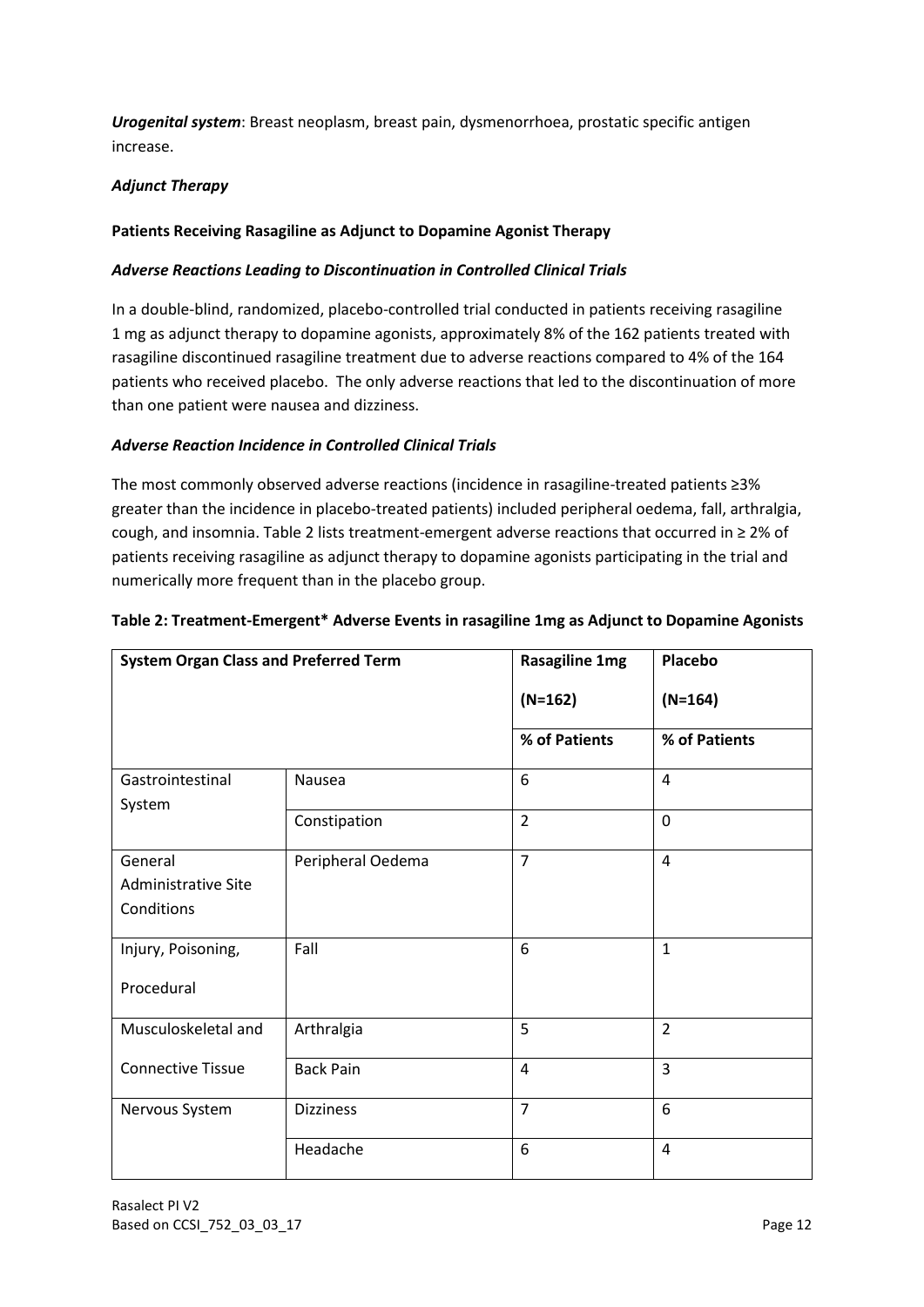***Urogenital system***: Breast neoplasm, breast pain, dysmenorrhoea, prostatic specific antigen increase.

***Adjunct Therapy***

**Patients Receiving Rasagiline as Adjunct to Dopamine Agonist Therapy**

***Adverse Reactions Leading to Discontinuation in Controlled Clinical Trials***

In a double-blind, randomized, placebo-controlled trial conducted in patients receiving rasagiline 1 mg as adjunct therapy to dopamine agonists, approximately 8% of the 162 patients treated with rasagiline discontinued rasagiline treatment due to adverse reactions compared to 4% of the 164 patients who received placebo. The only adverse reactions that led to the discontinuation of more than one patient were nausea and dizziness.

***Adverse Reaction Incidence in Controlled Clinical Trials***

The most commonly observed adverse reactions (incidence in rasagiline-treated patients ≥3% greater than the incidence in placebo-treated patients) included peripheral oedema, fall, arthralgia, cough, and insomnia. Table 2 lists treatment-emergent adverse reactions that occurred in ≥ 2% of patients receiving rasagiline as adjunct therapy to dopamine agonists participating in the trial and numerically more frequent than in the placebo group.

**Table 2: Treatment-Emergent\* Adverse Events in rasagiline 1mg as Adjunct to Dopamine Agonists**

| **System Organ Class and Preferred Term** | | **Rasagiline 1mg (N=162)** | **Placebo (N=164)** |
|---|---|---|---|
| | | **% of Patients** | **% of Patients** |
| Gastrointestinal System | Nausea | 6 | 4 |
| | Constipation | 2 | 0 |
| General Administrative Site Conditions | Peripheral Oedema | 7 | 4 |
| Injury, Poisoning, Procedural | Fall | 6 | 1 |
| Musculoskeletal and Connective Tissue | Arthralgia | 5 | 2 |
| | Back Pain | 4 | 3 |
| Nervous System | Dizziness | 7 | 6 |
| | Headache | 6 | 4 |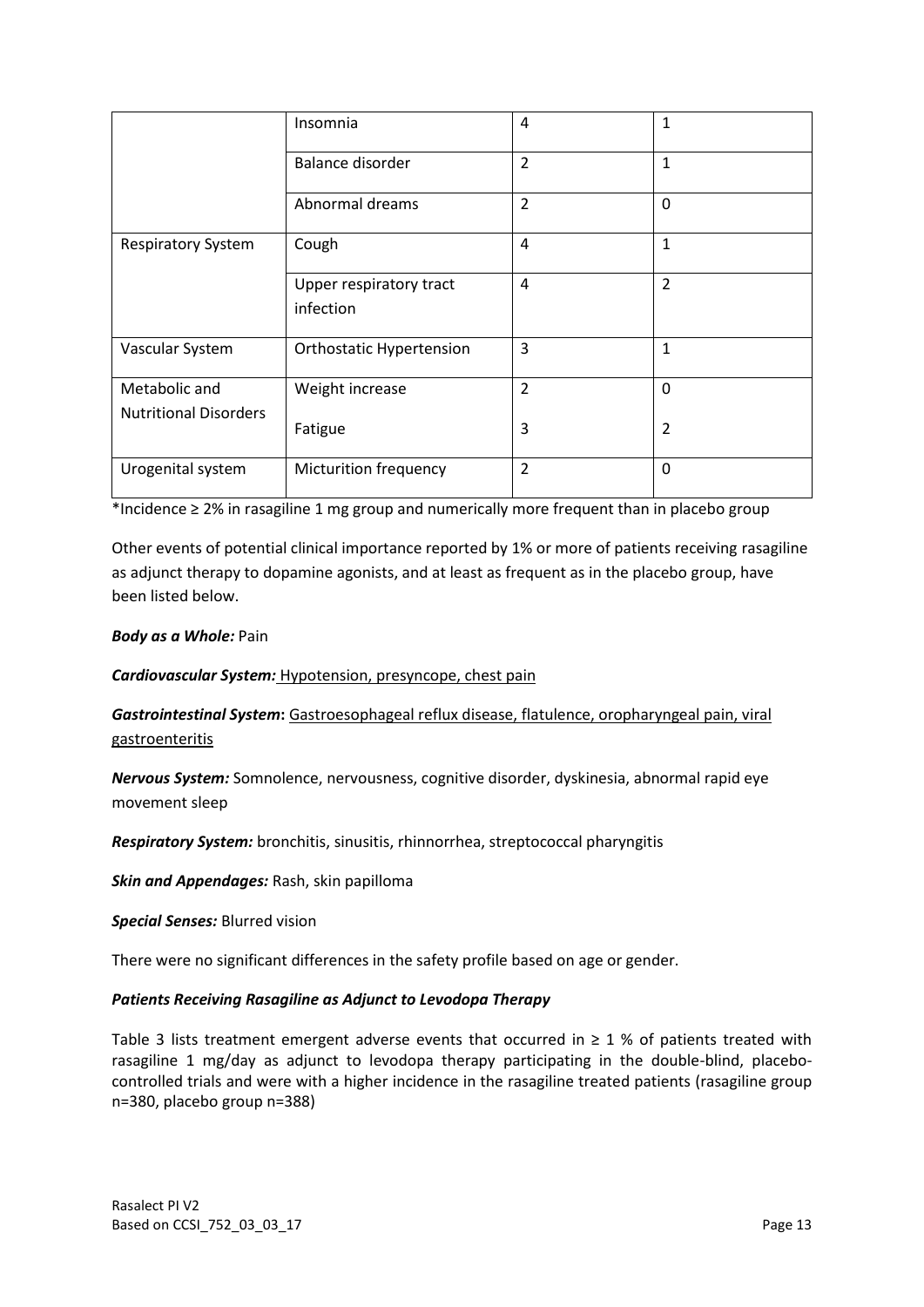| | | | |
|---|---|---|---|
| | Insomnia | 4 | 1 |
| | Balance disorder | 2 | 1 |
| | Abnormal dreams | 2 | 0 |
| Respiratory System | Cough | 4 | 1 |
| | Upper respiratory tract infection | 4 | 2 |
| Vascular System | Orthostatic Hypertension | 3 | 1 |
| Metabolic and Nutritional Disorders | Weight increase | 2 | 0 |
| | Fatigue | 3 | 2 |
| Urogenital system | Micturition frequency | 2 | 0 |

*Incidence ≥ 2% in rasagiline 1 mg group and numerically more frequent than in placebo group

Other events of potential clinical importance reported by 1% or more of patients receiving rasagiline as adjunct therapy to dopamine agonists, and at least as frequent as in the placebo group, have been listed below.

***Body as a Whole:*** Pain

***Cardiovascular System:*** Hypotension, presyncope, chest pain

***Gastrointestinal System*****:** Gastroesophageal reflux disease, flatulence, oropharyngeal pain, viral gastroenteritis

***Nervous System:*** Somnolence, nervousness, cognitive disorder, dyskinesia, abnormal rapid eye movement sleep

***Respiratory System:*** bronchitis, sinusitis, rhinnorrhea, streptococcal pharyngitis

***Skin and Appendages:*** Rash, skin papilloma

***Special Senses:*** Blurred vision

There were no significant differences in the safety profile based on age or gender.

***Patients Receiving Rasagiline as Adjunct to Levodopa Therapy***

Table 3 lists treatment emergent adverse events that occurred in ≥ 1 % of patients treated with rasagiline 1 mg/day as adjunct to levodopa therapy participating in the double-blind, placebo-controlled trials and were with a higher incidence in the rasagiline treated patients (rasagiline group n=380, placebo group n=388)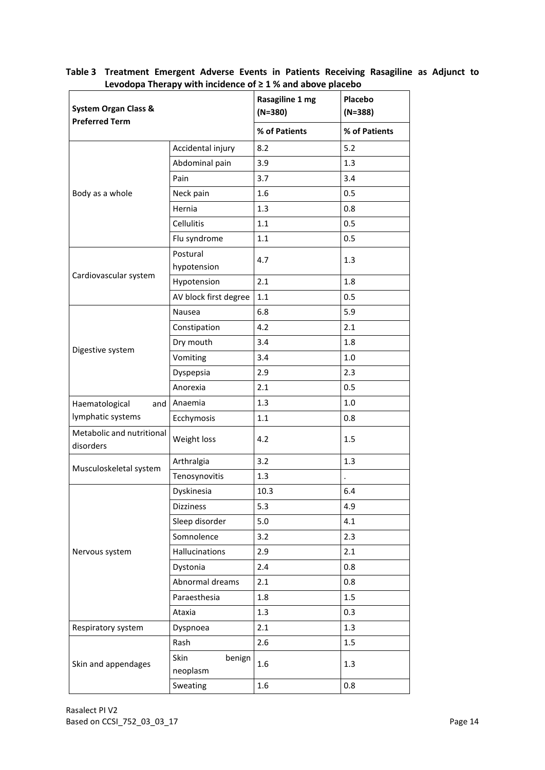**Table 3 Treatment Emergent Adverse Events in Patients Receiving Rasagiline as Adjunct to Levodopa Therapy with incidence of ≥ 1 % and above placebo**

| System Organ Class & Preferred Term | | Rasagiline 1 mg (N=380) | Placebo (N=388) |
|---|---|---|---|
| | | % of Patients | % of Patients |
| Body as a whole | Accidental injury | 8.2 | 5.2 |
| | Abdominal pain | 3.9 | 1.3 |
| | Pain | 3.7 | 3.4 |
| | Neck pain | 1.6 | 0.5 |
| | Hernia | 1.3 | 0.8 |
| | Cellulitis | 1.1 | 0.5 |
| | Flu syndrome | 1.1 | 0.5 |
| Cardiovascular system | Postural hypotension | 4.7 | 1.3 |
| | Hypotension | 2.1 | 1.8 |
| | AV block first degree | 1.1 | 0.5 |
| Digestive system | Nausea | 6.8 | 5.9 |
| | Constipation | 4.2 | 2.1 |
| | Dry mouth | 3.4 | 1.8 |
| | Vomiting | 3.4 | 1.0 |
| | Dyspepsia | 2.9 | 2.3 |
| | Anorexia | 2.1 | 0.5 |
| Haematological and lymphatic systems | Anaemia | 1.3 | 1.0 |
| | Ecchymosis | 1.1 | 0.8 |
| Metabolic and nutritional disorders | Weight loss | 4.2 | 1.5 |
| Musculoskeletal system | Arthralgia | 3.2 | 1.3 |
| | Tenosynovitis | 1.3 | . |
| Nervous system | Dyskinesia | 10.3 | 6.4 |
| | Dizziness | 5.3 | 4.9 |
| | Sleep disorder | 5.0 | 4.1 |
| | Somnolence | 3.2 | 2.3 |
| | Hallucinations | 2.9 | 2.1 |
| | Dystonia | 2.4 | 0.8 |
| | Abnormal dreams | 2.1 | 0.8 |
| | Paraesthesia | 1.8 | 1.5 |
| | Ataxia | 1.3 | 0.3 |
| Respiratory system | Dyspnoea | 2.1 | 1.3 |
| Skin and appendages | Rash | 2.6 | 1.5 |
| | Skin benign neoplasm | 1.6 | 1.3 |
| | Sweating | 1.6 | 0.8 |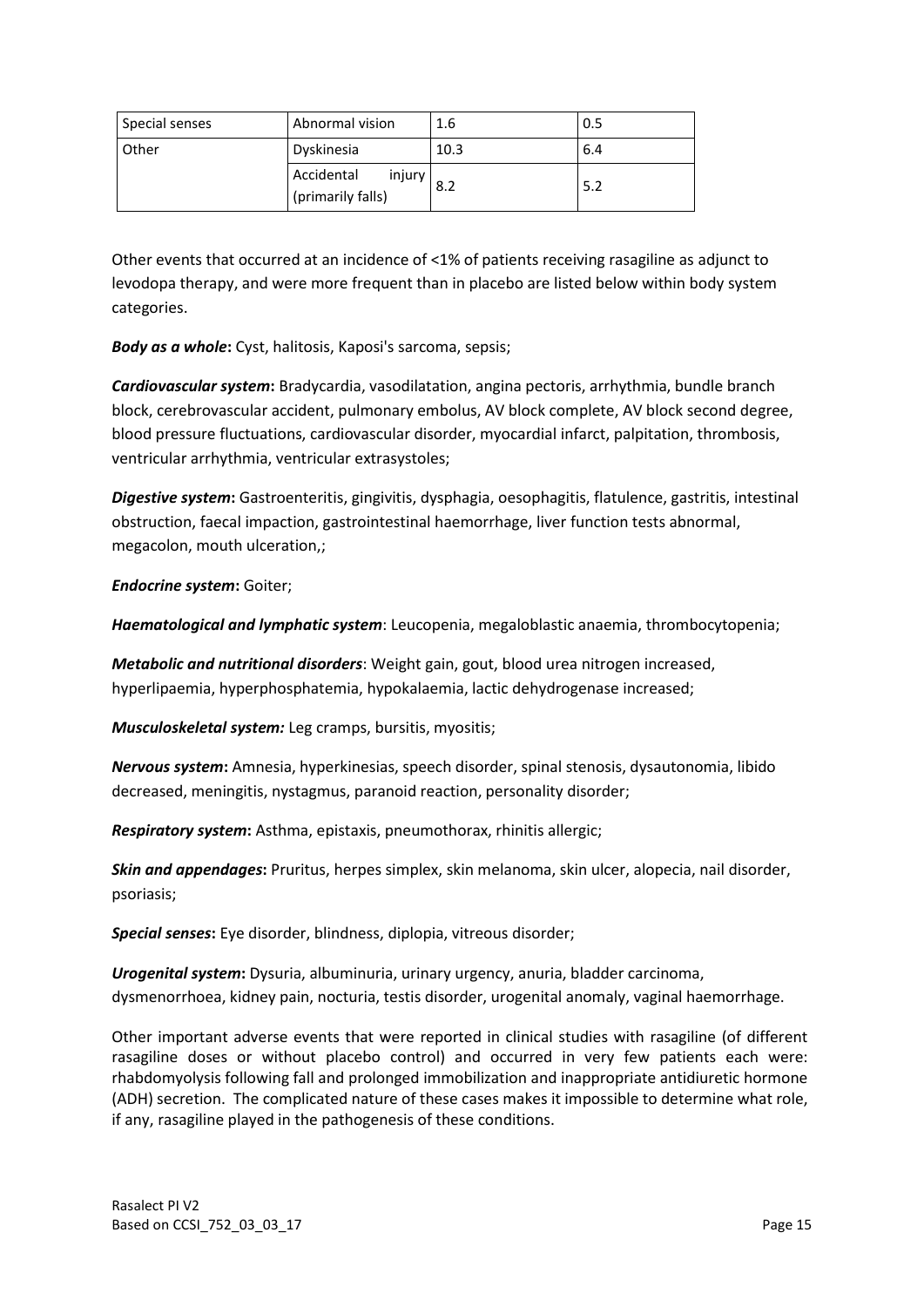| Special senses | Abnormal vision | 1.6 | 0.5 |
|---|---|---|---|
| Other | Dyskinesia | 10.3 | 6.4 |
| | Accidental injury (primarily falls) | 8.2 | 5.2 |

Other events that occurred at an incidence of <1% of patients receiving rasagiline as adjunct to levodopa therapy, and were more frequent than in placebo are listed below within body system categories.

***Body as a whole*:** Cyst, halitosis, Kaposi's sarcoma, sepsis;

***Cardiovascular system*:** Bradycardia, vasodilatation, angina pectoris, arrhythmia, bundle branch block, cerebrovascular accident, pulmonary embolus, AV block complete, AV block second degree, blood pressure fluctuations, cardiovascular disorder, myocardial infarct, palpitation, thrombosis, ventricular arrhythmia, ventricular extrasystoles;

***Digestive system*:** Gastroenteritis, gingivitis, dysphagia, oesophagitis, flatulence, gastritis, intestinal obstruction, faecal impaction, gastrointestinal haemorrhage, liver function tests abnormal, megacolon, mouth ulceration,;

***Endocrine system*:** Goiter;

***Haematological and lymphatic system***: Leucopenia, megaloblastic anaemia, thrombocytopenia;

***Metabolic and nutritional disorders***: Weight gain, gout, blood urea nitrogen increased, hyperlipaemia, hyperphosphatemia, hypokalaemia, lactic dehydrogenase increased;

***Musculoskeletal system:*** Leg cramps, bursitis, myositis;

***Nervous system*:** Amnesia, hyperkinesias, speech disorder, spinal stenosis, dysautonomia, libido decreased, meningitis, nystagmus, paranoid reaction, personality disorder;

***Respiratory system*:** Asthma, epistaxis, pneumothorax, rhinitis allergic;

***Skin and appendages*:** Pruritus, herpes simplex, skin melanoma, skin ulcer, alopecia, nail disorder, psoriasis;

***Special senses*:** Eye disorder, blindness, diplopia, vitreous disorder;

***Urogenital system*:** Dysuria, albuminuria, urinary urgency, anuria, bladder carcinoma, dysmenorrhoea, kidney pain, nocturia, testis disorder, urogenital anomaly, vaginal haemorrhage.

Other important adverse events that were reported in clinical studies with rasagiline (of different rasagiline doses or without placebo control) and occurred in very few patients each were: rhabdomyolysis following fall and prolonged immobilization and inappropriate antidiuretic hormone (ADH) secretion. The complicated nature of these cases makes it impossible to determine what role, if any, rasagiline played in the pathogenesis of these conditions.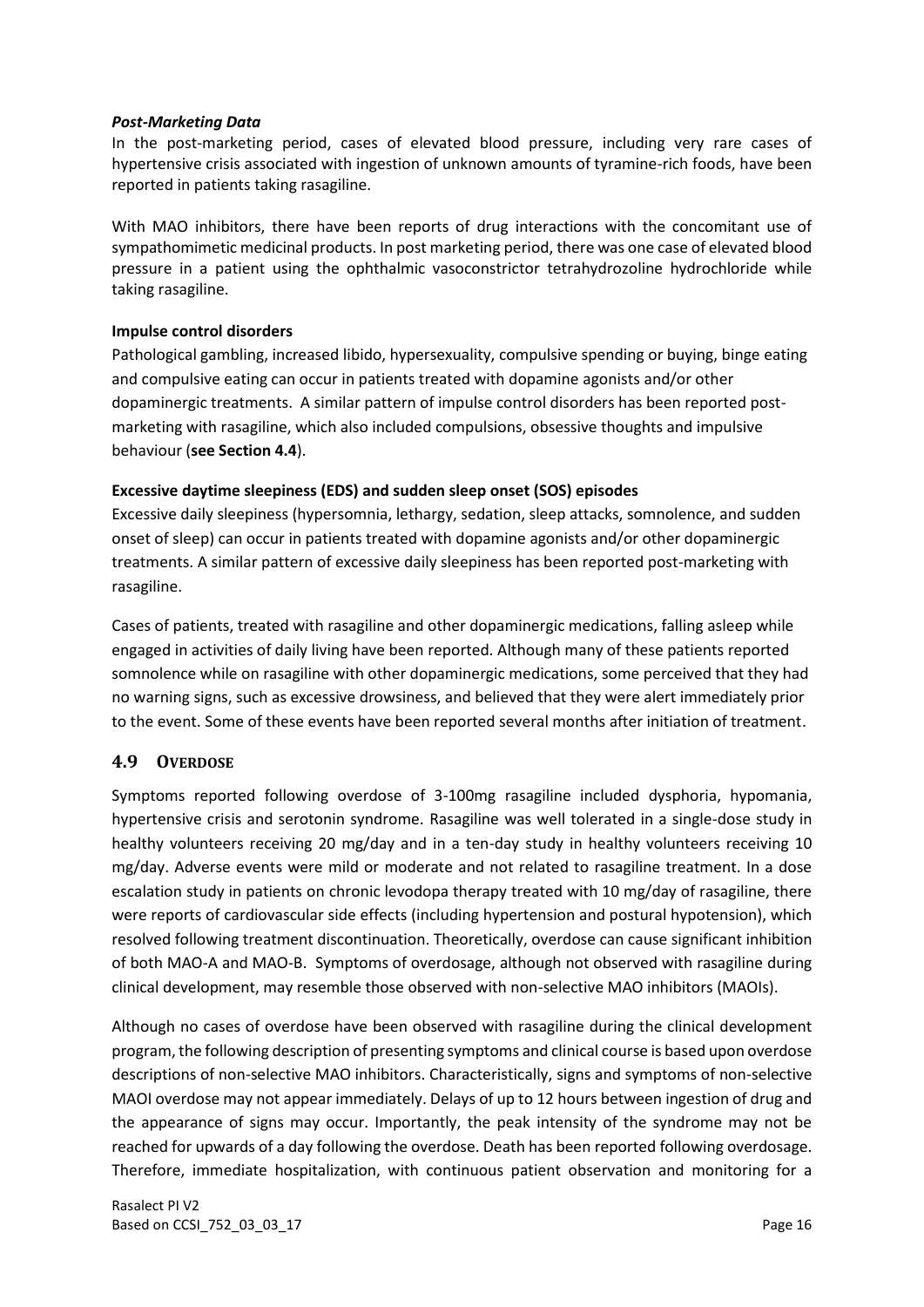***Post-Marketing Data***

In the post-marketing period, cases of elevated blood pressure, including very rare cases of hypertensive crisis associated with ingestion of unknown amounts of tyramine-rich foods, have been reported in patients taking rasagiline.

With MAO inhibitors, there have been reports of drug interactions with the concomitant use of sympathomimetic medicinal products. In post marketing period, there was one case of elevated blood pressure in a patient using the ophthalmic vasoconstrictor tetrahydrozoline hydrochloride while taking rasagiline.

**Impulse control disorders**

Pathological gambling, increased libido, hypersexuality, compulsive spending or buying, binge eating and compulsive eating can occur in patients treated with dopamine agonists and/or other dopaminergic treatments. A similar pattern of impulse control disorders has been reported post-marketing with rasagiline, which also included compulsions, obsessive thoughts and impulsive behaviour (**see Section 4.4**).

**Excessive daytime sleepiness (EDS) and sudden sleep onset (SOS) episodes**

Excessive daily sleepiness (hypersomnia, lethargy, sedation, sleep attacks, somnolence, and sudden onset of sleep) can occur in patients treated with dopamine agonists and/or other dopaminergic treatments. A similar pattern of excessive daily sleepiness has been reported post-marketing with rasagiline.

Cases of patients, treated with rasagiline and other dopaminergic medications, falling asleep while engaged in activities of daily living have been reported. Although many of these patients reported somnolence while on rasagiline with other dopaminergic medications, some perceived that they had no warning signs, such as excessive drowsiness, and believed that they were alert immediately prior to the event. Some of these events have been reported several months after initiation of treatment.

## 4.9 Overdose

Symptoms reported following overdose of 3-100mg rasagiline included dysphoria, hypomania, hypertensive crisis and serotonin syndrome. Rasagiline was well tolerated in a single-dose study in healthy volunteers receiving 20 mg/day and in a ten-day study in healthy volunteers receiving 10 mg/day. Adverse events were mild or moderate and not related to rasagiline treatment. In a dose escalation study in patients on chronic levodopa therapy treated with 10 mg/day of rasagiline, there were reports of cardiovascular side effects (including hypertension and postural hypotension), which resolved following treatment discontinuation. Theoretically, overdose can cause significant inhibition of both MAO-A and MAO-B. Symptoms of overdosage, although not observed with rasagiline during clinical development, may resemble those observed with non-selective MAO inhibitors (MAOIs).

Although no cases of overdose have been observed with rasagiline during the clinical development program, the following description of presenting symptoms and clinical course is based upon overdose descriptions of non-selective MAO inhibitors. Characteristically, signs and symptoms of non-selective MAOI overdose may not appear immediately. Delays of up to 12 hours between ingestion of drug and the appearance of signs may occur. Importantly, the peak intensity of the syndrome may not be reached for upwards of a day following the overdose. Death has been reported following overdosage. Therefore, immediate hospitalization, with continuous patient observation and monitoring for a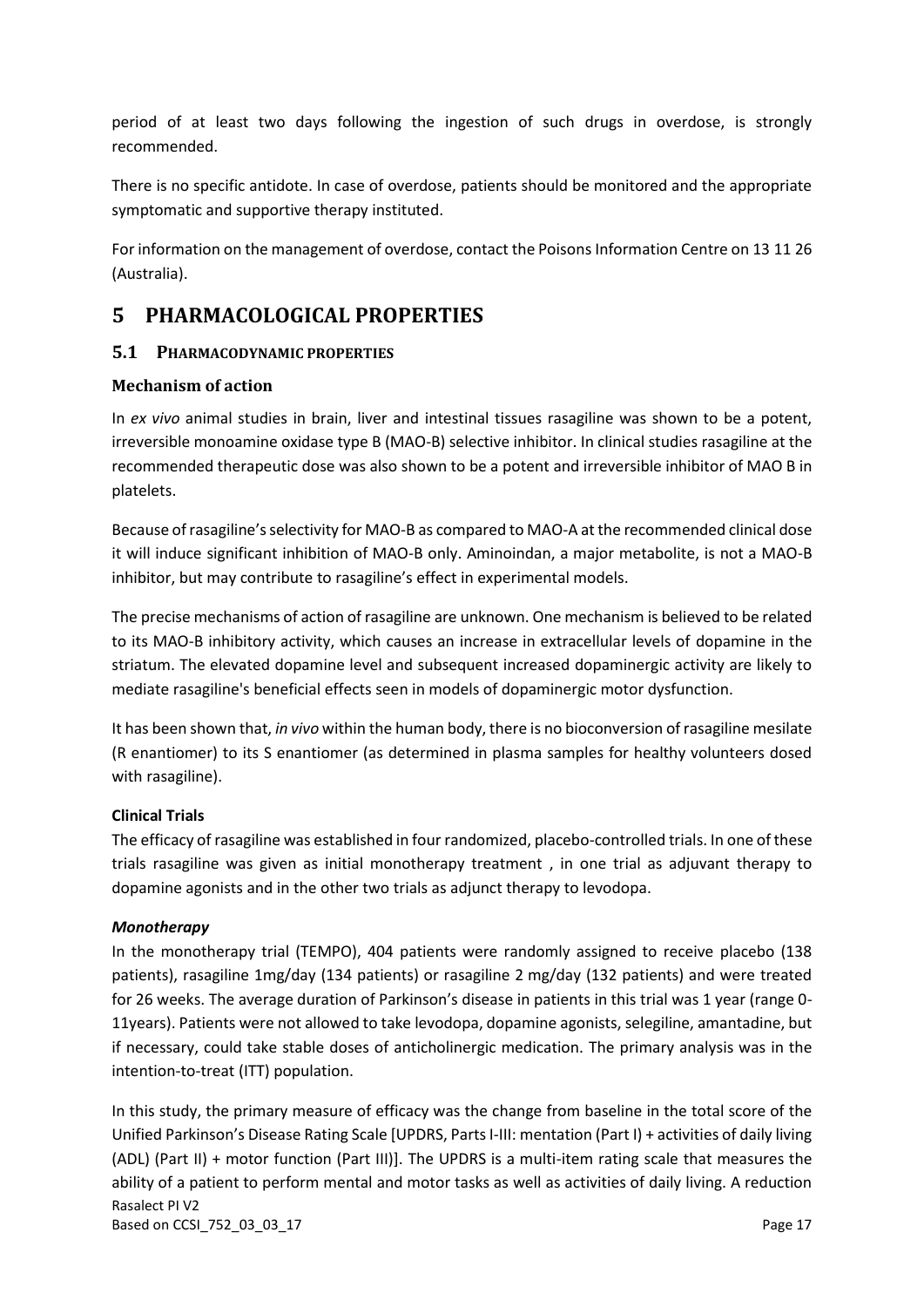period of at least two days following the ingestion of such drugs in overdose, is strongly recommended.

There is no specific antidote. In case of overdose, patients should be monitored and the appropriate symptomatic and supportive therapy instituted.

For information on the management of overdose, contact the Poisons Information Centre on 13 11 26 (Australia).

# 5 PHARMACOLOGICAL PROPERTIES

## 5.1 PHARMACODYNAMIC PROPERTIES

### Mechanism of action

In *ex vivo* animal studies in brain, liver and intestinal tissues rasagiline was shown to be a potent, irreversible monoamine oxidase type B (MAO-B) selective inhibitor. In clinical studies rasagiline at the recommended therapeutic dose was also shown to be a potent and irreversible inhibitor of MAO B in platelets.

Because of rasagiline's selectivity for MAO-B as compared to MAO-A at the recommended clinical dose it will induce significant inhibition of MAO-B only. Aminoindan, a major metabolite, is not a MAO-B inhibitor, but may contribute to rasagiline's effect in experimental models.

The precise mechanisms of action of rasagiline are unknown. One mechanism is believed to be related to its MAO-B inhibitory activity, which causes an increase in extracellular levels of dopamine in the striatum. The elevated dopamine level and subsequent increased dopaminergic activity are likely to mediate rasagiline's beneficial effects seen in models of dopaminergic motor dysfunction.

It has been shown that, *in vivo* within the human body, there is no bioconversion of rasagiline mesilate (R enantiomer) to its S enantiomer (as determined in plasma samples for healthy volunteers dosed with rasagiline).

**Clinical Trials**

The efficacy of rasagiline was established in four randomized, placebo-controlled trials. In one of these trials rasagiline was given as initial monotherapy treatment , in one trial as adjuvant therapy to dopamine agonists and in the other two trials as adjunct therapy to levodopa.

***Monotherapy***

In the monotherapy trial (TEMPO), 404 patients were randomly assigned to receive placebo (138 patients), rasagiline 1mg/day (134 patients) or rasagiline 2 mg/day (132 patients) and were treated for 26 weeks. The average duration of Parkinson's disease in patients in this trial was 1 year (range 0-11years). Patients were not allowed to take levodopa, dopamine agonists, selegiline, amantadine, but if necessary, could take stable doses of anticholinergic medication. The primary analysis was in the intention-to-treat (ITT) population.

In this study, the primary measure of efficacy was the change from baseline in the total score of the Unified Parkinson's Disease Rating Scale [UPDRS, Parts I-III: mentation (Part I) + activities of daily living (ADL) (Part II) + motor function (Part III)]. The UPDRS is a multi-item rating scale that measures the ability of a patient to perform mental and motor tasks as well as activities of daily living. A reduction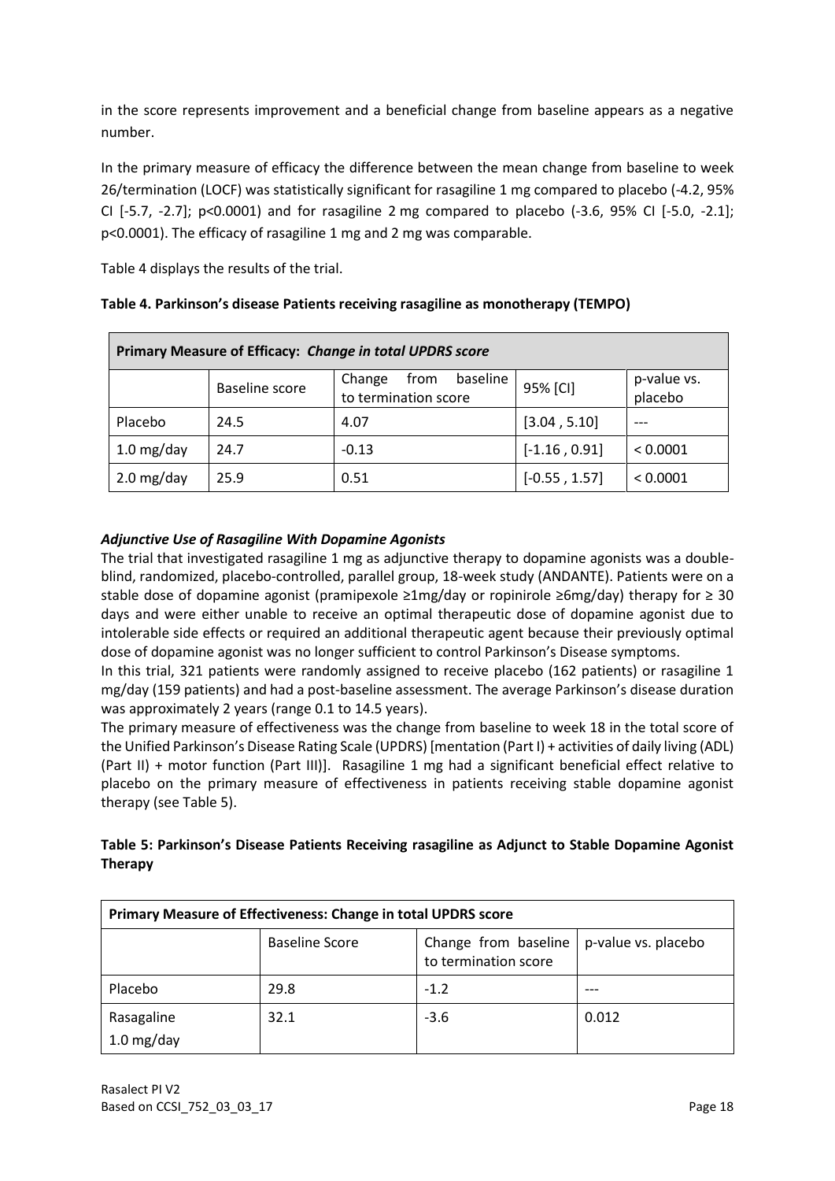in the score represents improvement and a beneficial change from baseline appears as a negative number.

In the primary measure of efficacy the difference between the mean change from baseline to week 26/termination (LOCF) was statistically significant for rasagiline 1 mg compared to placebo (-4.2, 95% CI [-5.7, -2.7]; p<0.0001) and for rasagiline 2 mg compared to placebo (-3.6, 95% CI [-5.0, -2.1]; p<0.0001). The efficacy of rasagiline 1 mg and 2 mg was comparable.

Table 4 displays the results of the trial.

**Table 4. Parkinson's disease Patients receiving rasagiline as monotherapy (TEMPO)**

| **Primary Measure of Efficacy:** ***Change in total UPDRS score*** | | | | |
|---|---|---|---|---|
| | Baseline score | Change from baseline to termination score | 95% [CI] | p-value vs. placebo |
| Placebo | 24.5 | 4.07 | [3.04 , 5.10] | --- |
| 1.0 mg/day | 24.7 | -0.13 | [-1.16 , 0.91] | < 0.0001 |
| 2.0 mg/day | 25.9 | 0.51 | [-0.55 , 1.57] | < 0.0001 |

***Adjunctive Use of Rasagiline With Dopamine Agonists***

The trial that investigated rasagiline 1 mg as adjunctive therapy to dopamine agonists was a double-blind, randomized, placebo-controlled, parallel group, 18-week study (ANDANTE). Patients were on a stable dose of dopamine agonist (pramipexole ≥1mg/day or ropinirole ≥6mg/day) therapy for ≥ 30 days and were either unable to receive an optimal therapeutic dose of dopamine agonist due to intolerable side effects or required an additional therapeutic agent because their previously optimal dose of dopamine agonist was no longer sufficient to control Parkinson's Disease symptoms.

In this trial, 321 patients were randomly assigned to receive placebo (162 patients) or rasagiline 1 mg/day (159 patients) and had a post-baseline assessment. The average Parkinson's disease duration was approximately 2 years (range 0.1 to 14.5 years).

The primary measure of effectiveness was the change from baseline to week 18 in the total score of the Unified Parkinson's Disease Rating Scale (UPDRS) [mentation (Part I) + activities of daily living (ADL) (Part II) + motor function (Part III)]. Rasagiline 1 mg had a significant beneficial effect relative to placebo on the primary measure of effectiveness in patients receiving stable dopamine agonist therapy (see Table 5).

**Table 5: Parkinson's Disease Patients Receiving rasagiline as Adjunct to Stable Dopamine Agonist Therapy**

| **Primary Measure of Effectiveness: Change in total UPDRS score** | | | |
|---|---|---|---|
| | Baseline Score | Change from baseline to termination score | p-value vs. placebo |
| Placebo | 29.8 | -1.2 | --- |
| Rasagaline 1.0 mg/day | 32.1 | -3.6 | 0.012 |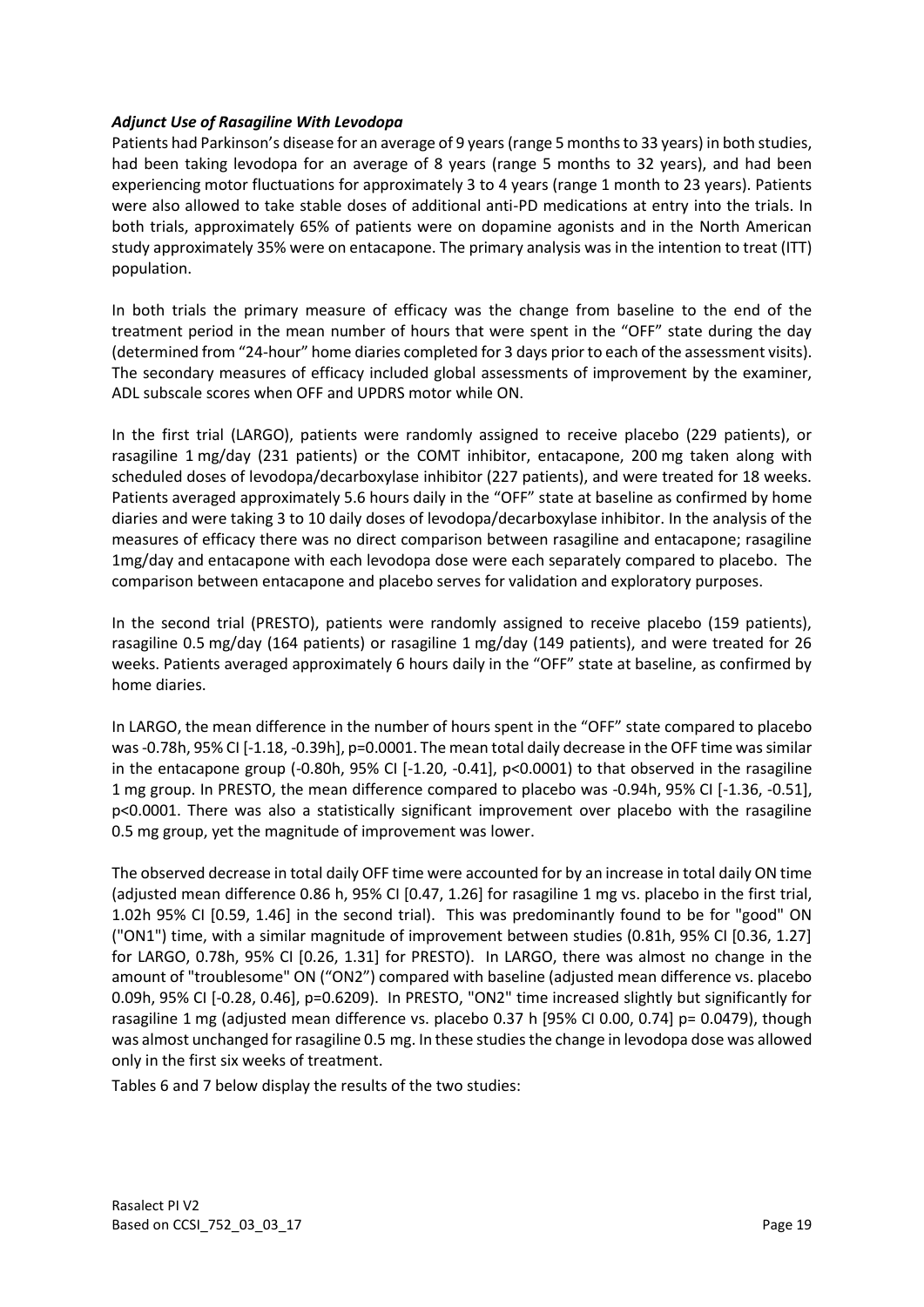### *Adjunct Use of Rasagiline With Levodopa*

Patients had Parkinson's disease for an average of 9 years (range 5 months to 33 years) in both studies, had been taking levodopa for an average of 8 years (range 5 months to 32 years), and had been experiencing motor fluctuations for approximately 3 to 4 years (range 1 month to 23 years). Patients were also allowed to take stable doses of additional anti-PD medications at entry into the trials. In both trials, approximately 65% of patients were on dopamine agonists and in the North American study approximately 35% were on entacapone. The primary analysis was in the intention to treat (ITT) population.

In both trials the primary measure of efficacy was the change from baseline to the end of the treatment period in the mean number of hours that were spent in the "OFF" state during the day (determined from "24-hour" home diaries completed for 3 days prior to each of the assessment visits). The secondary measures of efficacy included global assessments of improvement by the examiner, ADL subscale scores when OFF and UPDRS motor while ON.

In the first trial (LARGO), patients were randomly assigned to receive placebo (229 patients), or rasagiline 1 mg/day (231 patients) or the COMT inhibitor, entacapone, 200 mg taken along with scheduled doses of levodopa/decarboxylase inhibitor (227 patients), and were treated for 18 weeks. Patients averaged approximately 5.6 hours daily in the "OFF" state at baseline as confirmed by home diaries and were taking 3 to 10 daily doses of levodopa/decarboxylase inhibitor. In the analysis of the measures of efficacy there was no direct comparison between rasagiline and entacapone; rasagiline 1mg/day and entacapone with each levodopa dose were each separately compared to placebo. The comparison between entacapone and placebo serves for validation and exploratory purposes.

In the second trial (PRESTO), patients were randomly assigned to receive placebo (159 patients), rasagiline 0.5 mg/day (164 patients) or rasagiline 1 mg/day (149 patients), and were treated for 26 weeks. Patients averaged approximately 6 hours daily in the "OFF" state at baseline, as confirmed by home diaries.

In LARGO, the mean difference in the number of hours spent in the "OFF" state compared to placebo was -0.78h, 95% CI [-1.18, -0.39h], p=0.0001. The mean total daily decrease in the OFF time was similar in the entacapone group (-0.80h, 95% CI [-1.20, -0.41], p<0.0001) to that observed in the rasagiline 1 mg group. In PRESTO, the mean difference compared to placebo was -0.94h, 95% CI [-1.36, -0.51], p<0.0001. There was also a statistically significant improvement over placebo with the rasagiline 0.5 mg group, yet the magnitude of improvement was lower.

The observed decrease in total daily OFF time were accounted for by an increase in total daily ON time (adjusted mean difference 0.86 h, 95% CI [0.47, 1.26] for rasagiline 1 mg vs. placebo in the first trial, 1.02h 95% CI [0.59, 1.46] in the second trial). This was predominantly found to be for "good" ON ("ON1") time, with a similar magnitude of improvement between studies (0.81h, 95% CI [0.36, 1.27] for LARGO, 0.78h, 95% CI [0.26, 1.31] for PRESTO). In LARGO, there was almost no change in the amount of "troublesome" ON ("ON2") compared with baseline (adjusted mean difference vs. placebo 0.09h, 95% CI [-0.28, 0.46], p=0.6209). In PRESTO, "ON2" time increased slightly but significantly for rasagiline 1 mg (adjusted mean difference vs. placebo 0.37 h [95% CI 0.00, 0.74] p= 0.0479), though was almost unchanged for rasagiline 0.5 mg. In these studies the change in levodopa dose was allowed only in the first six weeks of treatment.

Tables 6 and 7 below display the results of the two studies: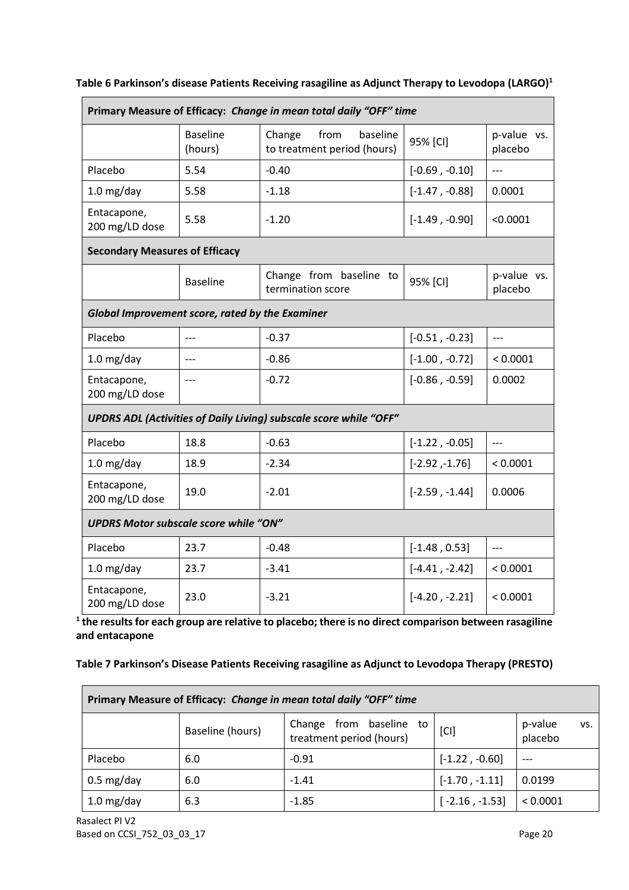**Table 6 Parkinson's disease Patients Receiving rasagiline as Adjunct Therapy to Levodopa (LARGO)[1]**

| **Primary Measure of Efficacy:** ***Change in mean total daily "OFF" time*** | | | | |
|---|---|---|---|---|
| | Baseline (hours) | Change from baseline to treatment period (hours) | 95% [CI] | p-value vs. placebo |
| Placebo | 5.54 | -0.40 | [-0.69 , -0.10] | --- |
| 1.0 mg/day | 5.58 | -1.18 | [-1.47 , -0.88] | 0.0001 |
| Entacapone, 200 mg/LD dose | 5.58 | -1.20 | [-1.49 , -0.90] | <0.0001 |
| **Secondary Measures of Efficacy** | | | | |
| | Baseline | Change from baseline to termination score | 95% [CI] | p-value vs. placebo |
| ***Global Improvement score, rated by the Examiner*** | | | | |
| Placebo | --- | -0.37 | [-0.51 , -0.23] | --- |
| 1.0 mg/day | --- | -0.86 | [-1.00 , -0.72] | < 0.0001 |
| Entacapone, 200 mg/LD dose | --- | -0.72 | [-0.86 , -0.59] | 0.0002 |
| ***UPDRS ADL (Activities of Daily Living) subscale score while "OFF"*** | | | | |
| Placebo | 18.8 | -0.63 | [-1.22 , -0.05] | --- |
| 1.0 mg/day | 18.9 | -2.34 | [-2.92 ,-1.76] | < 0.0001 |
| Entacapone, 200 mg/LD dose | 19.0 | -2.01 | [-2.59 , -1.44] | 0.0006 |
| ***UPDRS Motor subscale score while "ON"*** | | | | |
| Placebo | 23.7 | -0.48 | [-1.48 , 0.53] | --- |
| 1.0 mg/day | 23.7 | -3.41 | [-4.41 , -2.42] | < 0.0001 |
| Entacapone, 200 mg/LD dose | 23.0 | -3.21 | [-4.20 , -2.21] | < 0.0001 |

**[1] the results for each group are relative to placebo; there is no direct comparison between rasagiline and entacapone**

**Table 7 Parkinson's Disease Patients Receiving rasagiline as Adjunct to Levodopa Therapy (PRESTO)**

| **Primary Measure of Efficacy:** ***Change in mean total daily "OFF" time*** | | | | |
|---|---|---|---|---|
| | Baseline (hours) | Change from baseline to treatment period (hours) | [CI] | p-value vs. placebo |
| Placebo | 6.0 | -0.91 | [-1.22 , -0.60] | --- |
| 0.5 mg/day | 6.0 | -1.41 | [-1.70 , -1.11] | 0.0199 |
| 1.0 mg/day | 6.3 | -1.85 | [ -2.16 , -1.53] | < 0.0001 |

Rasalect PI V2
Based on CCSI_752_03_03_17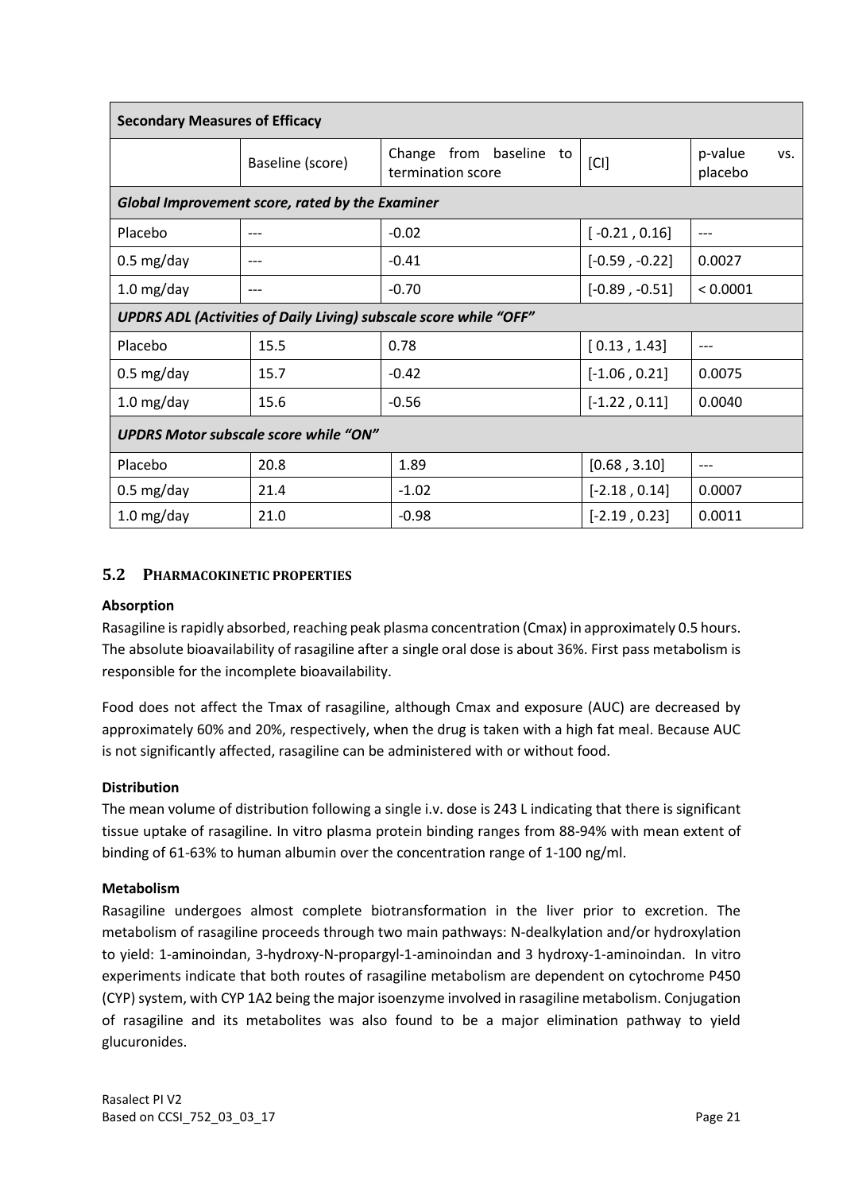| Secondary Measures of Efficacy | | | | |
|---|---|---|---|---|
| | Baseline (score) | Change from baseline to termination score | [CI] | p-value vs. placebo |
| ***Global Improvement score, rated by the Examiner*** | | | | |
| Placebo | --- | -0.02 | [ -0.21 , 0.16] | --- |
| 0.5 mg/day | --- | -0.41 | [-0.59 , -0.22] | 0.0027 |
| 1.0 mg/day | --- | -0.70 | [-0.89 , -0.51] | < 0.0001 |
| ***UPDRS ADL (Activities of Daily Living) subscale score while "OFF"*** | | | | |
| Placebo | 15.5 | 0.78 | [ 0.13 , 1.43] | --- |
| 0.5 mg/day | 15.7 | -0.42 | [-1.06 , 0.21] | 0.0075 |
| 1.0 mg/day | 15.6 | -0.56 | [-1.22 , 0.11] | 0.0040 |
| ***UPDRS Motor subscale score while "ON"*** | | | | |
| Placebo | 20.8 | 1.89 | [0.68 , 3.10] | --- |
| 0.5 mg/day | 21.4 | -1.02 | [-2.18 , 0.14] | 0.0007 |
| 1.0 mg/day | 21.0 | -0.98 | [-2.19 , 0.23] | 0.0011 |

## 5.2 PHARMACOKINETIC PROPERTIES

**Absorption**

Rasagiline is rapidly absorbed, reaching peak plasma concentration (Cmax) in approximately 0.5 hours. The absolute bioavailability of rasagiline after a single oral dose is about 36%. First pass metabolism is responsible for the incomplete bioavailability.

Food does not affect the Tmax of rasagiline, although Cmax and exposure (AUC) are decreased by approximately 60% and 20%, respectively, when the drug is taken with a high fat meal. Because AUC is not significantly affected, rasagiline can be administered with or without food.

**Distribution**

The mean volume of distribution following a single i.v. dose is 243 L indicating that there is significant tissue uptake of rasagiline. In vitro plasma protein binding ranges from 88-94% with mean extent of binding of 61-63% to human albumin over the concentration range of 1-100 ng/ml.

**Metabolism**

Rasagiline undergoes almost complete biotransformation in the liver prior to excretion. The metabolism of rasagiline proceeds through two main pathways: N-dealkylation and/or hydroxylation to yield: 1-aminoindan, 3-hydroxy-N-propargyl-1-aminoindan and 3 hydroxy-1-aminoindan. In vitro experiments indicate that both routes of rasagiline metabolism are dependent on cytochrome P450 (CYP) system, with CYP 1A2 being the major isoenzyme involved in rasagiline metabolism. Conjugation of rasagiline and its metabolites was also found to be a major elimination pathway to yield glucuronides.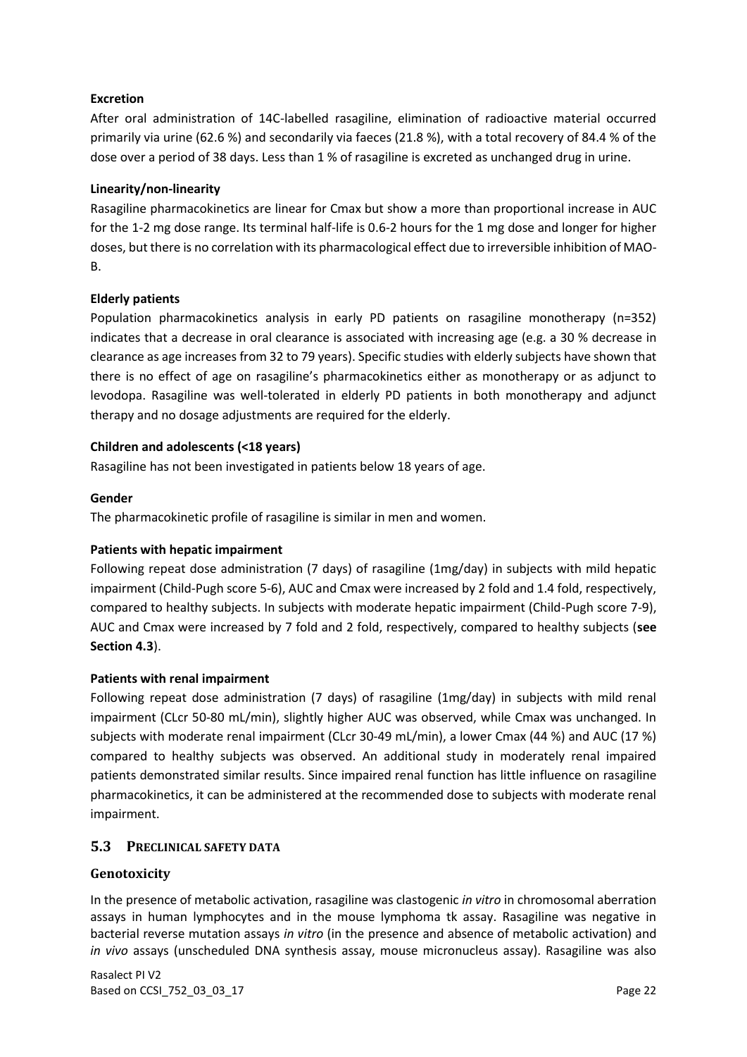**Excretion**

After oral administration of 14C-labelled rasagiline, elimination of radioactive material occurred primarily via urine (62.6 %) and secondarily via faeces (21.8 %), with a total recovery of 84.4 % of the dose over a period of 38 days. Less than 1 % of rasagiline is excreted as unchanged drug in urine.

**Linearity/non-linearity**

Rasagiline pharmacokinetics are linear for Cmax but show a more than proportional increase in AUC for the 1-2 mg dose range. Its terminal half-life is 0.6-2 hours for the 1 mg dose and longer for higher doses, but there is no correlation with its pharmacological effect due to irreversible inhibition of MAO-B.

**Elderly patients**

Population pharmacokinetics analysis in early PD patients on rasagiline monotherapy (n=352) indicates that a decrease in oral clearance is associated with increasing age (e.g. a 30 % decrease in clearance as age increases from 32 to 79 years). Specific studies with elderly subjects have shown that there is no effect of age on rasagiline's pharmacokinetics either as monotherapy or as adjunct to levodopa. Rasagiline was well-tolerated in elderly PD patients in both monotherapy and adjunct therapy and no dosage adjustments are required for the elderly.

**Children and adolescents (<18 years)**

Rasagiline has not been investigated in patients below 18 years of age.

**Gender**

The pharmacokinetic profile of rasagiline is similar in men and women.

**Patients with hepatic impairment**

Following repeat dose administration (7 days) of rasagiline (1mg/day) in subjects with mild hepatic impairment (Child-Pugh score 5-6), AUC and Cmax were increased by 2 fold and 1.4 fold, respectively, compared to healthy subjects. In subjects with moderate hepatic impairment (Child-Pugh score 7-9), AUC and Cmax were increased by 7 fold and 2 fold, respectively, compared to healthy subjects (**see Section 4.3**).

**Patients with renal impairment**

Following repeat dose administration (7 days) of rasagiline (1mg/day) in subjects with mild renal impairment (CLcr 50-80 mL/min), slightly higher AUC was observed, while Cmax was unchanged. In subjects with moderate renal impairment (CLcr 30-49 mL/min), a lower Cmax (44 %) and AUC (17 %) compared to healthy subjects was observed. An additional study in moderately renal impaired patients demonstrated similar results. Since impaired renal function has little influence on rasagiline pharmacokinetics, it can be administered at the recommended dose to subjects with moderate renal impairment.

## 5.3 PRECLINICAL SAFETY DATA

### Genotoxicity

In the presence of metabolic activation, rasagiline was clastogenic *in vitro* in chromosomal aberration assays in human lymphocytes and in the mouse lymphoma tk assay. Rasagiline was negative in bacterial reverse mutation assays *in vitro* (in the presence and absence of metabolic activation) and *in vivo* assays (unscheduled DNA synthesis assay, mouse micronucleus assay). Rasagiline was also

Rasalect PI V2
Based on CCSI_752_03_03_17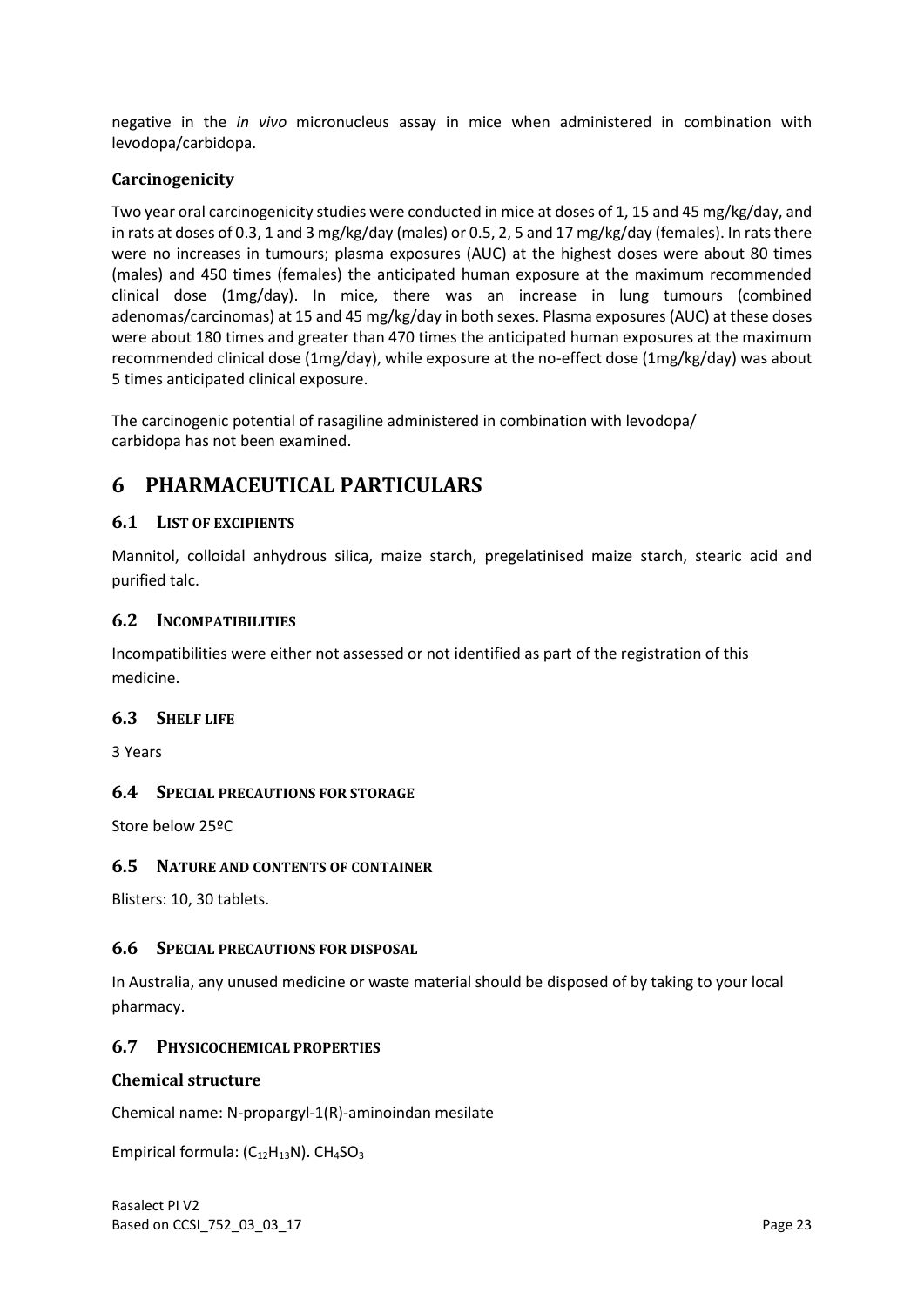negative in the *in vivo* micronucleus assay in mice when administered in combination with levodopa/carbidopa.

### Carcinogenicity

Two year oral carcinogenicity studies were conducted in mice at doses of 1, 15 and 45 mg/kg/day, and in rats at doses of 0.3, 1 and 3 mg/kg/day (males) or 0.5, 2, 5 and 17 mg/kg/day (females). In rats there were no increases in tumours; plasma exposures (AUC) at the highest doses were about 80 times (males) and 450 times (females) the anticipated human exposure at the maximum recommended clinical dose (1mg/day). In mice, there was an increase in lung tumours (combined adenomas/carcinomas) at 15 and 45 mg/kg/day in both sexes. Plasma exposures (AUC) at these doses were about 180 times and greater than 470 times the anticipated human exposures at the maximum recommended clinical dose (1mg/day), while exposure at the no-effect dose (1mg/kg/day) was about 5 times anticipated clinical exposure.

The carcinogenic potential of rasagiline administered in combination with levodopa/ carbidopa has not been examined.

# 6 PHARMACEUTICAL PARTICULARS

## 6.1 List of excipients

Mannitol, colloidal anhydrous silica, maize starch, pregelatinised maize starch, stearic acid and purified talc.

## 6.2 Incompatibilities

Incompatibilities were either not assessed or not identified as part of the registration of this medicine.

## 6.3 Shelf life

3 Years

## 6.4 Special precautions for storage

Store below 25ºC

## 6.5 Nature and contents of container

Blisters: 10, 30 tablets.

## 6.6 Special precautions for disposal

In Australia, any unused medicine or waste material should be disposed of by taking to your local pharmacy.

## 6.7 Physicochemical properties

### Chemical structure

Chemical name: N-propargyl-1(R)-aminoindan mesilate

Empirical formula: $(C_{12}H_{13}N).\ CH_4SO_3$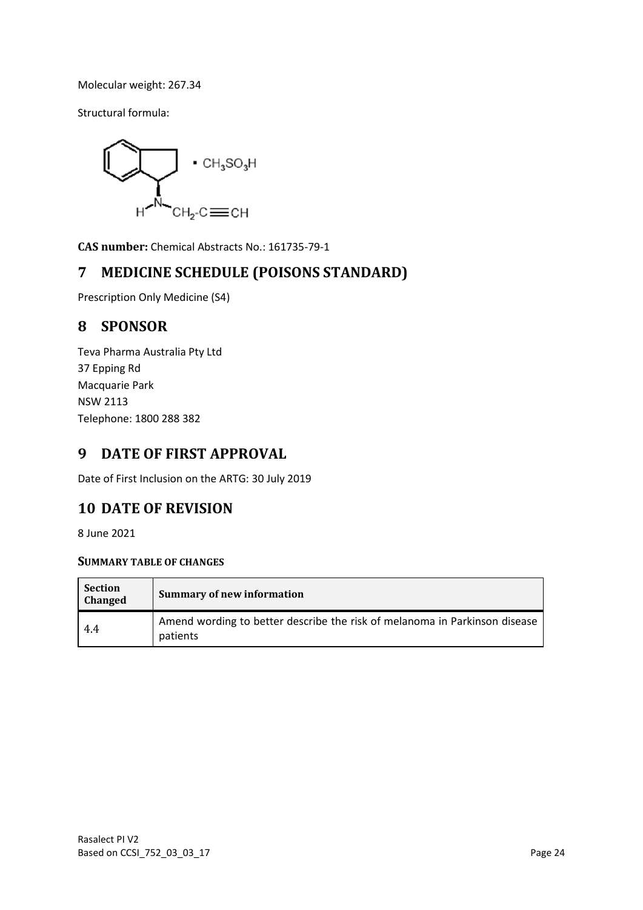Molecular weight: 267.34

Structural formula:

$\cdot\ CH_3SO_3H$

$H$ $N$ $CH_2\text{-}C\equiv CH$

**CAS number:** Chemical Abstracts No.: 161735-79-1

## 7 MEDICINE SCHEDULE (POISONS STANDARD)

Prescription Only Medicine (S4)

## 8 SPONSOR

Teva Pharma Australia Pty Ltd
37 Epping Rd
Macquarie Park
NSW 2113
Telephone: 1800 288 382

## 9 DATE OF FIRST APPROVAL

Date of First Inclusion on the ARTG: 30 July 2019

## 10 DATE OF REVISION

8 June 2021

#### SUMMARY TABLE OF CHANGES

| Section Changed | Summary of new information |
|---|---|
| 4.4 | Amend wording to better describe the risk of melanoma in Parkinson disease patients |

Rasalect PI V2
Based on CCSI_752_03_03_17